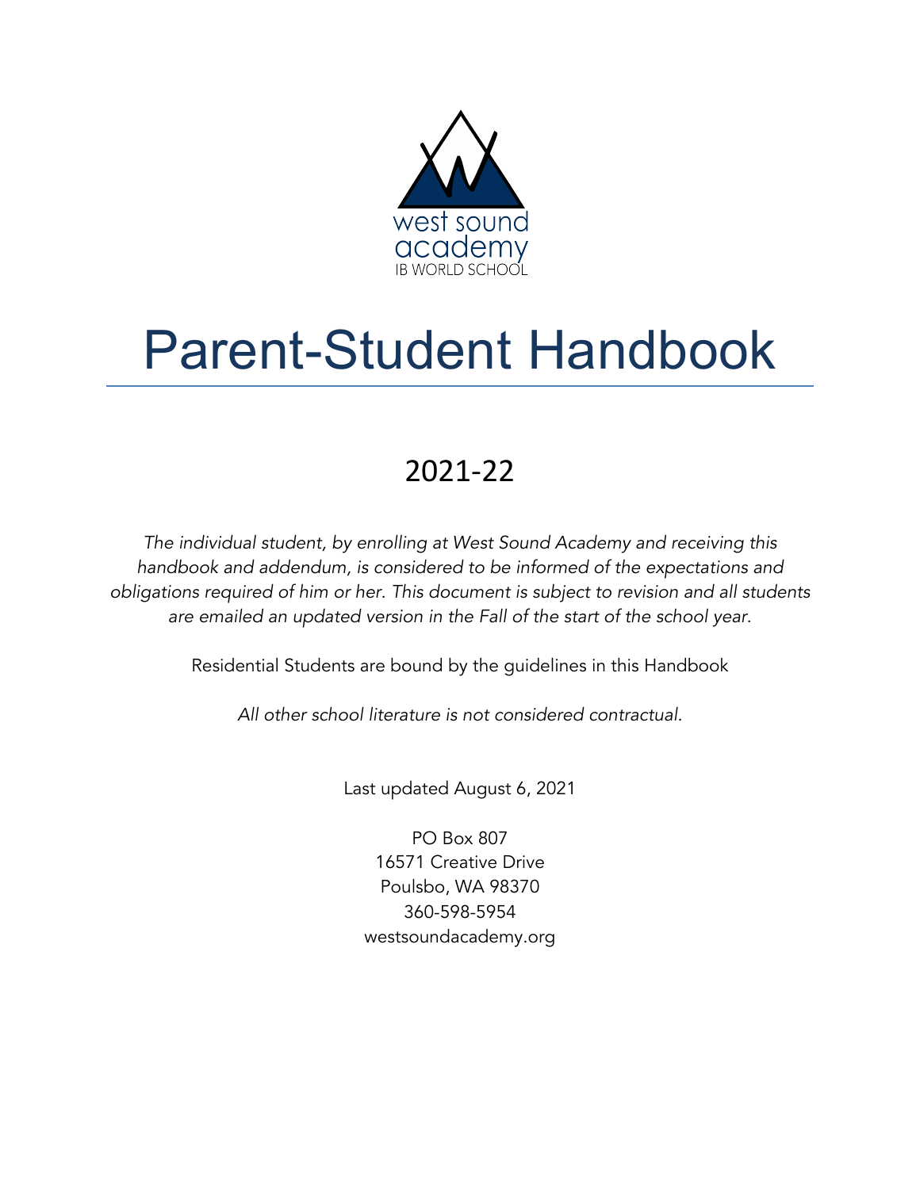west sound academy
IB WORLD SCHOOL

# Parent-Student Handbook

## 2021-22

*The individual student, by enrolling at West Sound Academy and receiving this handbook and addendum, is considered to be informed of the expectations and obligations required of him or her. This document is subject to revision and all students are emailed an updated version in the Fall of the start of the school year.*

Residential Students are bound by the guidelines in this Handbook

*All other school literature is not considered contractual.*

Last updated August 6, 2021

PO Box 807
16571 Creative Drive
Poulsbo, WA 98370
360-598-5954
westsoundacademy.org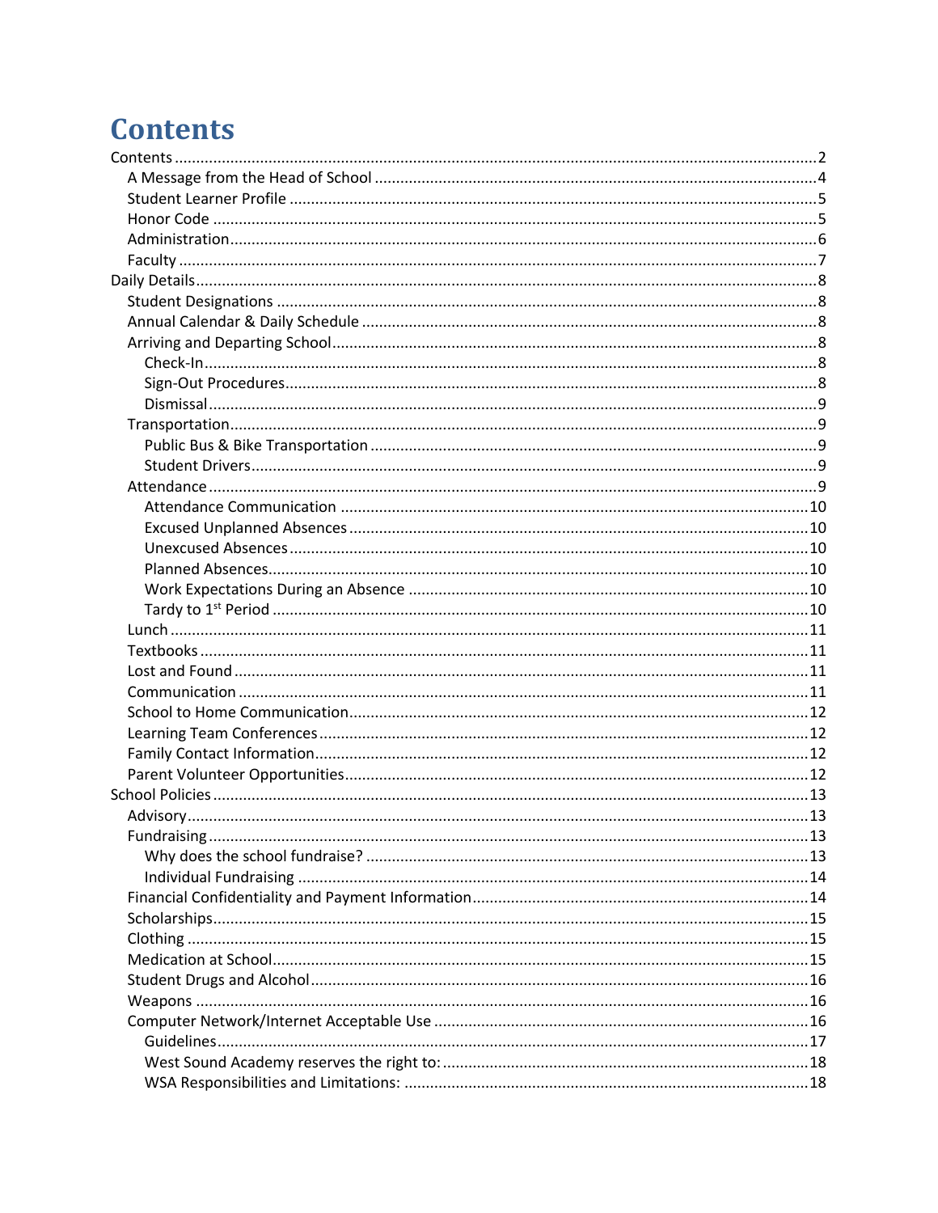# Contents

- Contents ..... 2
  - A Message from the Head of School ..... 4
  - Student Learner Profile ..... 5
  - Honor Code ..... 5
  - Administration ..... 6
  - Faculty ..... 7
- Daily Details ..... 8
  - Student Designations ..... 8
  - Annual Calendar & Daily Schedule ..... 8
  - Arriving and Departing School ..... 8
    - Check-In ..... 8
    - Sign-Out Procedures ..... 8
    - Dismissal ..... 9
  - Transportation ..... 9
    - Public Bus & Bike Transportation ..... 9
    - Student Drivers ..... 9
  - Attendance ..... 9
    - Attendance Communication ..... 10
    - Excused Unplanned Absences ..... 10
    - Unexcused Absences ..... 10
    - Planned Absences ..... 10
    - Work Expectations During an Absence ..... 10
    - Tardy to 1st Period ..... 10
  - Lunch ..... 11
  - Textbooks ..... 11
  - Lost and Found ..... 11
  - Communication ..... 11
  - School to Home Communication ..... 12
  - Learning Team Conferences ..... 12
  - Family Contact Information ..... 12
  - Parent Volunteer Opportunities ..... 12
- School Policies ..... 13
  - Advisory ..... 13
  - Fundraising ..... 13
    - Why does the school fundraise? ..... 13
    - Individual Fundraising ..... 14
  - Financial Confidentiality and Payment Information ..... 14
  - Scholarships ..... 15
  - Clothing ..... 15
  - Medication at School ..... 15
  - Student Drugs and Alcohol ..... 16
  - Weapons ..... 16
  - Computer Network/Internet Acceptable Use ..... 16
    - Guidelines ..... 17
    - West Sound Academy reserves the right to: ..... 18
    - WSA Responsibilities and Limitations: ..... 18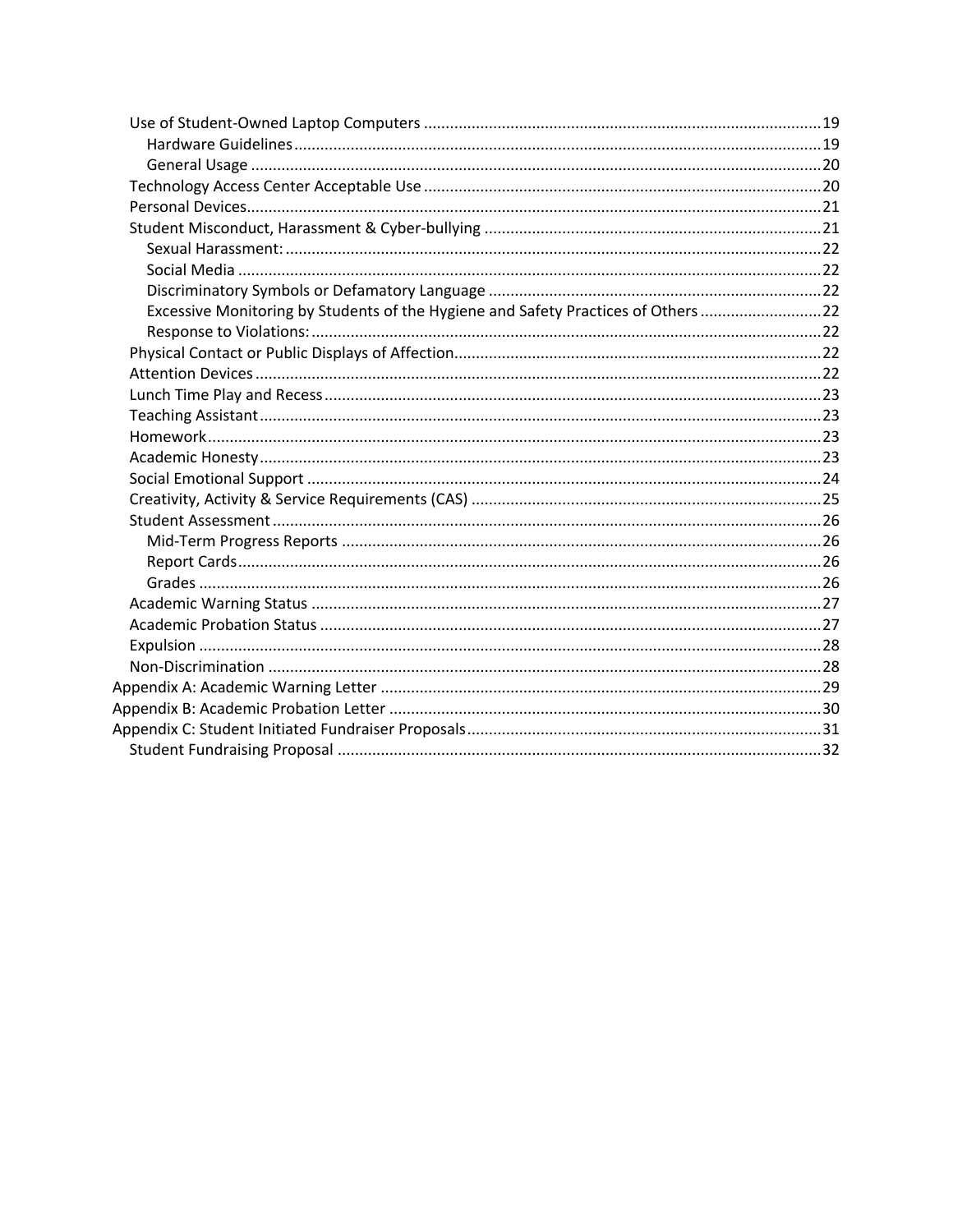- Use of Student-Owned Laptop Computers ..... 19
  - Hardware Guidelines ..... 19
  - General Usage ..... 20
- Technology Access Center Acceptable Use ..... 20
- Personal Devices ..... 21
- Student Misconduct, Harassment & Cyber-bullying ..... 21
  - Sexual Harassment: ..... 22
  - Social Media ..... 22
  - Discriminatory Symbols or Defamatory Language ..... 22
  - Excessive Monitoring by Students of the Hygiene and Safety Practices of Others ..... 22
  - Response to Violations: ..... 22
- Physical Contact or Public Displays of Affection ..... 22
- Attention Devices ..... 22
- Lunch Time Play and Recess ..... 23
- Teaching Assistant ..... 23
- Homework ..... 23
- Academic Honesty ..... 23
- Social Emotional Support ..... 24
- Creativity, Activity & Service Requirements (CAS) ..... 25
- Student Assessment ..... 26
  - Mid-Term Progress Reports ..... 26
  - Report Cards ..... 26
  - Grades ..... 26
- Academic Warning Status ..... 27
- Academic Probation Status ..... 27
- Expulsion ..... 28
- Non-Discrimination ..... 28

Appendix A: Academic Warning Letter ..... 29

Appendix B: Academic Probation Letter ..... 30

Appendix C: Student Initiated Fundraiser Proposals ..... 31

- Student Fundraising Proposal ..... 32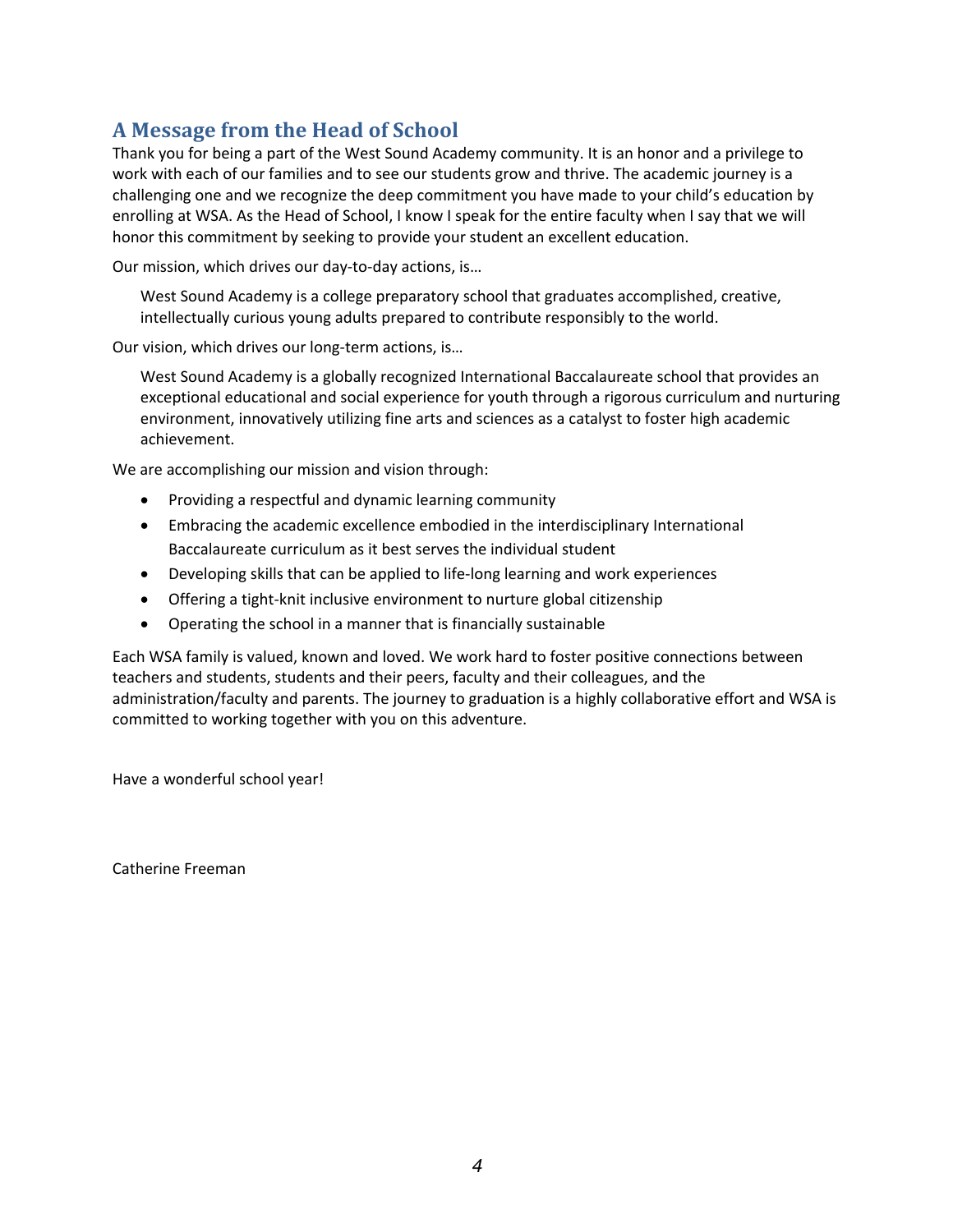## A Message from the Head of School

Thank you for being a part of the West Sound Academy community. It is an honor and a privilege to work with each of our families and to see our students grow and thrive. The academic journey is a challenging one and we recognize the deep commitment you have made to your child's education by enrolling at WSA. As the Head of School, I know I speak for the entire faculty when I say that we will honor this commitment by seeking to provide your student an excellent education.

Our mission, which drives our day-to-day actions, is…

> West Sound Academy is a college preparatory school that graduates accomplished, creative, intellectually curious young adults prepared to contribute responsibly to the world.

Our vision, which drives our long-term actions, is…

> West Sound Academy is a globally recognized International Baccalaureate school that provides an exceptional educational and social experience for youth through a rigorous curriculum and nurturing environment, innovatively utilizing fine arts and sciences as a catalyst to foster high academic achievement.

We are accomplishing our mission and vision through:

- Providing a respectful and dynamic learning community
- Embracing the academic excellence embodied in the interdisciplinary International Baccalaureate curriculum as it best serves the individual student
- Developing skills that can be applied to life-long learning and work experiences
- Offering a tight-knit inclusive environment to nurture global citizenship
- Operating the school in a manner that is financially sustainable

Each WSA family is valued, known and loved. We work hard to foster positive connections between teachers and students, students and their peers, faculty and their colleagues, and the administration/faculty and parents. The journey to graduation is a highly collaborative effort and WSA is committed to working together with you on this adventure.

Have a wonderful school year!

Catherine Freeman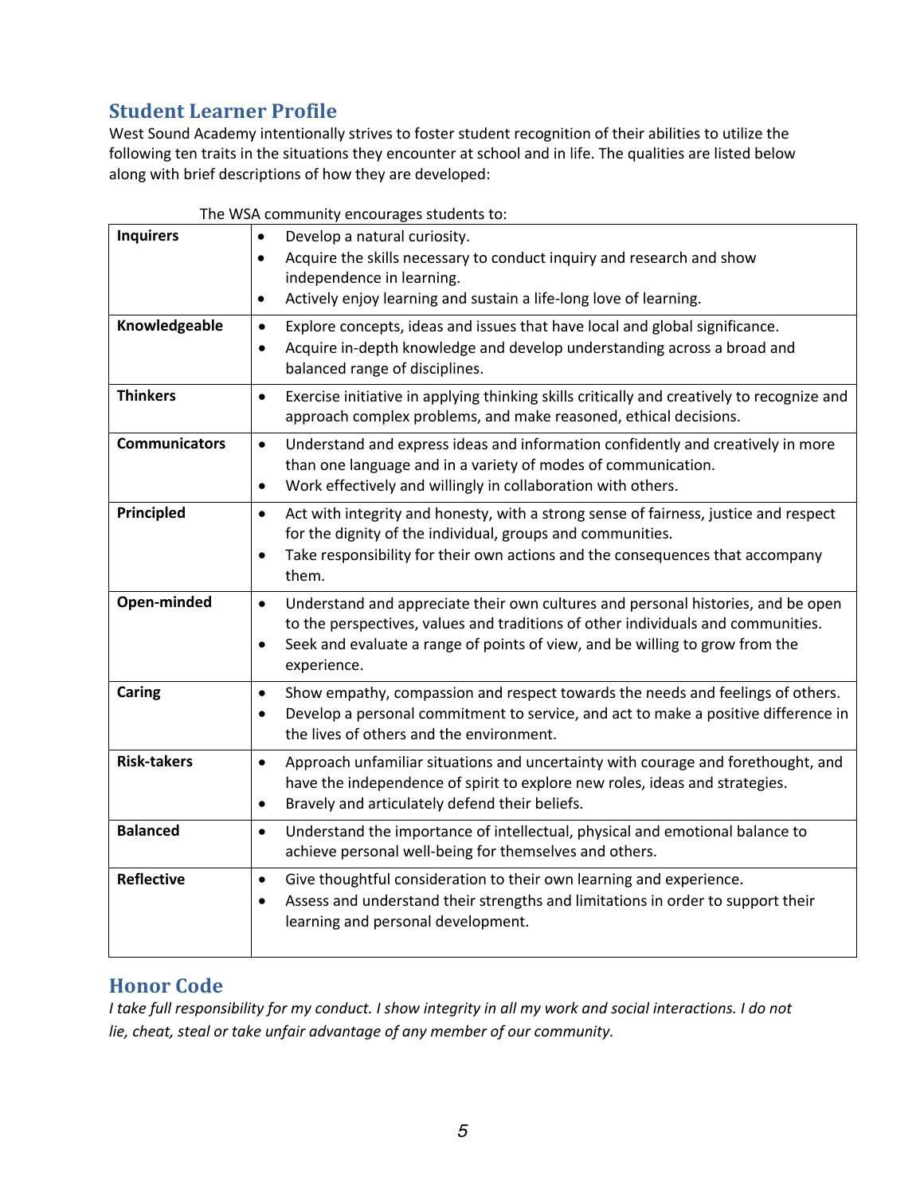## Student Learner Profile

West Sound Academy intentionally strives to foster student recognition of their abilities to utilize the following ten traits in the situations they encounter at school and in life. The qualities are listed below along with brief descriptions of how they are developed:

The WSA community encourages students to:

| | |
|---|---|
| **Inquirers** | • Develop a natural curiosity.<br>• Acquire the skills necessary to conduct inquiry and research and show independence in learning.<br>• Actively enjoy learning and sustain a life-long love of learning. |
| **Knowledgeable** | • Explore concepts, ideas and issues that have local and global significance.<br>• Acquire in-depth knowledge and develop understanding across a broad and balanced range of disciplines. |
| **Thinkers** | • Exercise initiative in applying thinking skills critically and creatively to recognize and approach complex problems, and make reasoned, ethical decisions. |
| **Communicators** | • Understand and express ideas and information confidently and creatively in more than one language and in a variety of modes of communication.<br>• Work effectively and willingly in collaboration with others. |
| **Principled** | • Act with integrity and honesty, with a strong sense of fairness, justice and respect for the dignity of the individual, groups and communities.<br>• Take responsibility for their own actions and the consequences that accompany them. |
| **Open-minded** | • Understand and appreciate their own cultures and personal histories, and be open to the perspectives, values and traditions of other individuals and communities.<br>• Seek and evaluate a range of points of view, and be willing to grow from the experience. |
| **Caring** | • Show empathy, compassion and respect towards the needs and feelings of others.<br>• Develop a personal commitment to service, and act to make a positive difference in the lives of others and the environment. |
| **Risk-takers** | • Approach unfamiliar situations and uncertainty with courage and forethought, and have the independence of spirit to explore new roles, ideas and strategies.<br>• Bravely and articulately defend their beliefs. |
| **Balanced** | • Understand the importance of intellectual, physical and emotional balance to achieve personal well-being for themselves and others. |
| **Reflective** | • Give thoughtful consideration to their own learning and experience.<br>• Assess and understand their strengths and limitations in order to support their learning and personal development. |

## Honor Code

*I take full responsibility for my conduct. I show integrity in all my work and social interactions. I do not lie, cheat, steal or take unfair advantage of any member of our community.*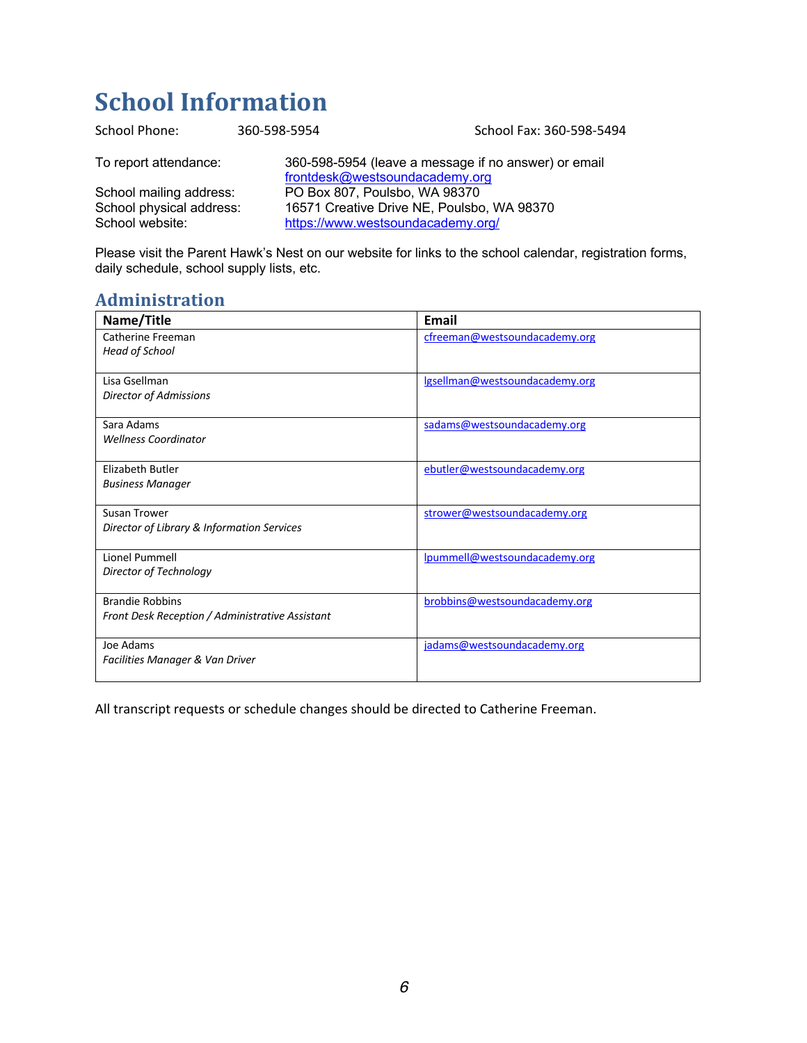# School Information

School Phone: 360-598-5954 School Fax: 360-598-5494

To report attendance: 360-598-5954 (leave a message if no answer) or email frontdesk@westsoundacademy.org
School mailing address: PO Box 807, Poulsbo, WA 98370
School physical address: 16571 Creative Drive NE, Poulsbo, WA 98370
School website: https://www.westsoundacademy.org/

Please visit the Parent Hawk's Nest on our website for links to the school calendar, registration forms, daily schedule, school supply lists, etc.

## Administration

| Name/Title | Email |
|---|---|
| Catherine Freeman<br>*Head of School* | cfreeman@westsoundacademy.org |
| Lisa Gsellman<br>*Director of Admissions* | lgsellman@westsoundacademy.org |
| Sara Adams<br>*Wellness Coordinator* | sadams@westsoundacademy.org |
| Elizabeth Butler<br>*Business Manager* | ebutler@westsoundacademy.org |
| Susan Trower<br>*Director of Library & Information Services* | strower@westsoundacademy.org |
| Lionel Pummell<br>*Director of Technology* | lpummell@westsoundacademy.org |
| Brandie Robbins<br>*Front Desk Reception / Administrative Assistant* | brobbins@westsoundacademy.org |
| Joe Adams<br>*Facilities Manager & Van Driver* | jadams@westsoundacademy.org |

All transcript requests or schedule changes should be directed to Catherine Freeman.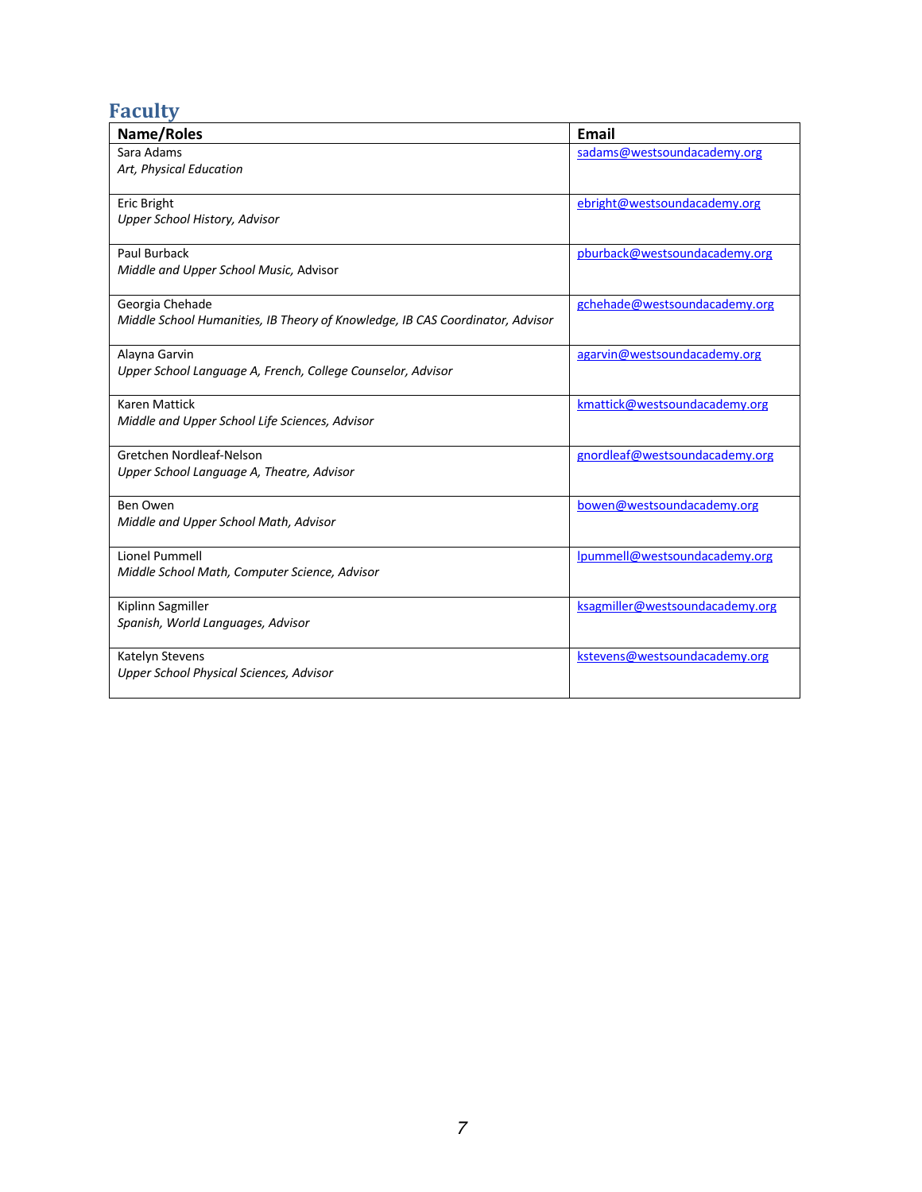## Faculty

| Name/Roles | Email |
|---|---|
| Sara Adams<br>*Art, Physical Education* | sadams@westsoundacademy.org |
| Eric Bright<br>*Upper School History, Advisor* | ebright@westsoundacademy.org |
| Paul Burback<br>*Middle and Upper School Music,* Advisor | pburback@westsoundacademy.org |
| Georgia Chehade<br>*Middle School Humanities, IB Theory of Knowledge, IB CAS Coordinator, Advisor* | gchehade@westsoundacademy.org |
| Alayna Garvin<br>*Upper School Language A, French, College Counselor, Advisor* | agarvin@westsoundacademy.org |
| Karen Mattick<br>*Middle and Upper School Life Sciences, Advisor* | kmattick@westsoundacademy.org |
| Gretchen Nordleaf-Nelson<br>*Upper School Language A, Theatre, Advisor* | gnordleaf@westsoundacademy.org |
| Ben Owen<br>*Middle and Upper School Math, Advisor* | bowen@westsoundacademy.org |
| Lionel Pummell<br>*Middle School Math, Computer Science, Advisor* | lpummell@westsoundacademy.org |
| Kiplinn Sagmiller<br>*Spanish, World Languages, Advisor* | ksagmiller@westsoundacademy.org |
| Katelyn Stevens<br>*Upper School Physical Sciences, Advisor* | kstevens@westsoundacademy.org |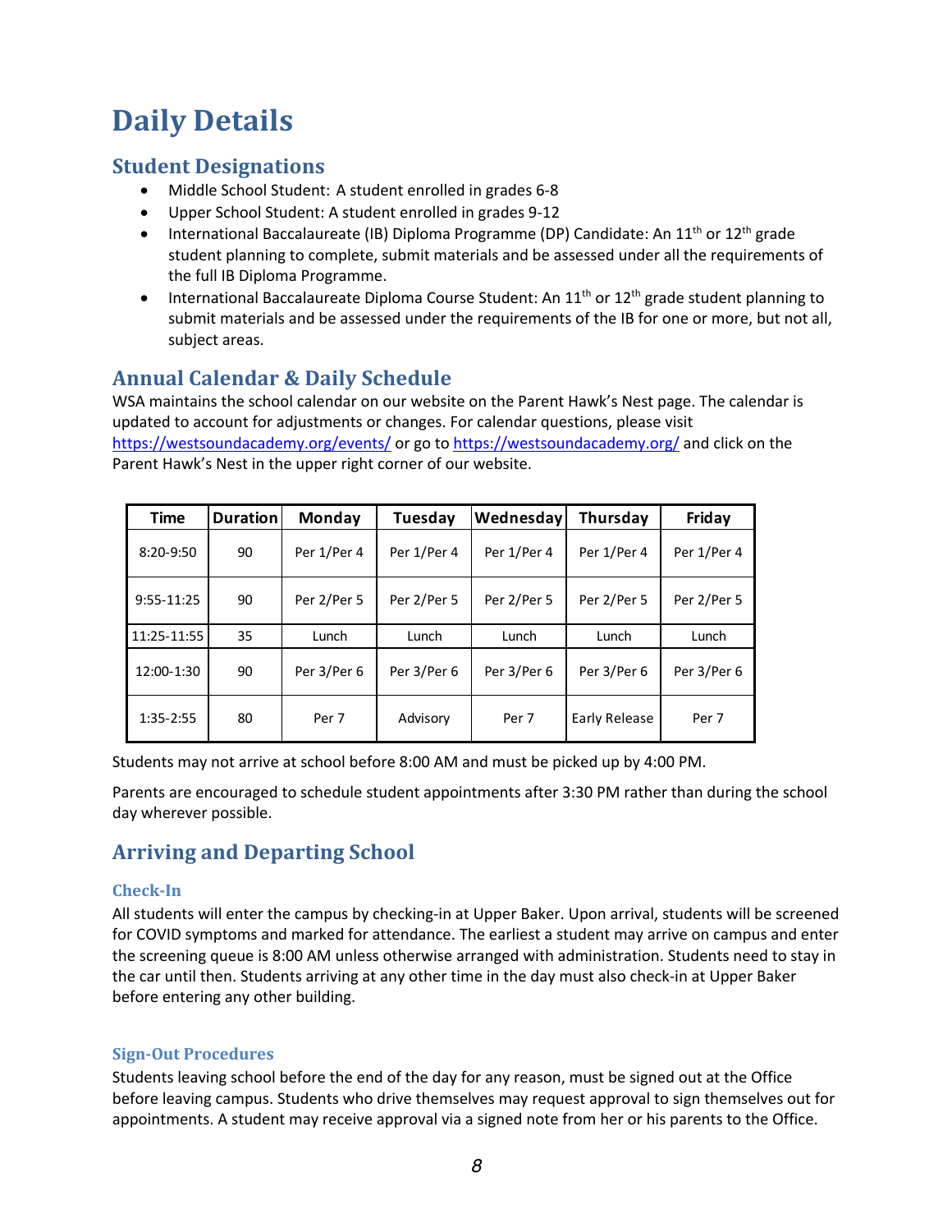# Daily Details

## Student Designations

- Middle School Student: A student enrolled in grades 6-8
- Upper School Student: A student enrolled in grades 9-12
- International Baccalaureate (IB) Diploma Programme (DP) Candidate: An 11th or 12th grade student planning to complete, submit materials and be assessed under all the requirements of the full IB Diploma Programme.
- International Baccalaureate Diploma Course Student: An 11th or 12th grade student planning to submit materials and be assessed under the requirements of the IB for one or more, but not all, subject areas.

## Annual Calendar & Daily Schedule

WSA maintains the school calendar on our website on the Parent Hawk's Nest page. The calendar is updated to account for adjustments or changes. For calendar questions, please visit https://westsoundacademy.org/events/ or go to https://westsoundacademy.org/ and click on the Parent Hawk's Nest in the upper right corner of our website.

| Time | Duration | Monday | Tuesday | Wednesday | Thursday | Friday |
|---|---|---|---|---|---|---|
| 8:20-9:50 | 90 | Per 1/Per 4 | Per 1/Per 4 | Per 1/Per 4 | Per 1/Per 4 | Per 1/Per 4 |
| 9:55-11:25 | 90 | Per 2/Per 5 | Per 2/Per 5 | Per 2/Per 5 | Per 2/Per 5 | Per 2/Per 5 |
| 11:25-11:55 | 35 | Lunch | Lunch | Lunch | Lunch | Lunch |
| 12:00-1:30 | 90 | Per 3/Per 6 | Per 3/Per 6 | Per 3/Per 6 | Per 3/Per 6 | Per 3/Per 6 |
| 1:35-2:55 | 80 | Per 7 | Advisory | Per 7 | Early Release | Per 7 |

Students may not arrive at school before 8:00 AM and must be picked up by 4:00 PM.

Parents are encouraged to schedule student appointments after 3:30 PM rather than during the school day wherever possible.

## Arriving and Departing School

### Check-In

All students will enter the campus by checking-in at Upper Baker. Upon arrival, students will be screened for COVID symptoms and marked for attendance. The earliest a student may arrive on campus and enter the screening queue is 8:00 AM unless otherwise arranged with administration. Students need to stay in the car until then. Students arriving at any other time in the day must also check-in at Upper Baker before entering any other building.

### Sign-Out Procedures

Students leaving school before the end of the day for any reason, must be signed out at the Office before leaving campus. Students who drive themselves may request approval to sign themselves out for appointments. A student may receive approval via a signed note from her or his parents to the Office.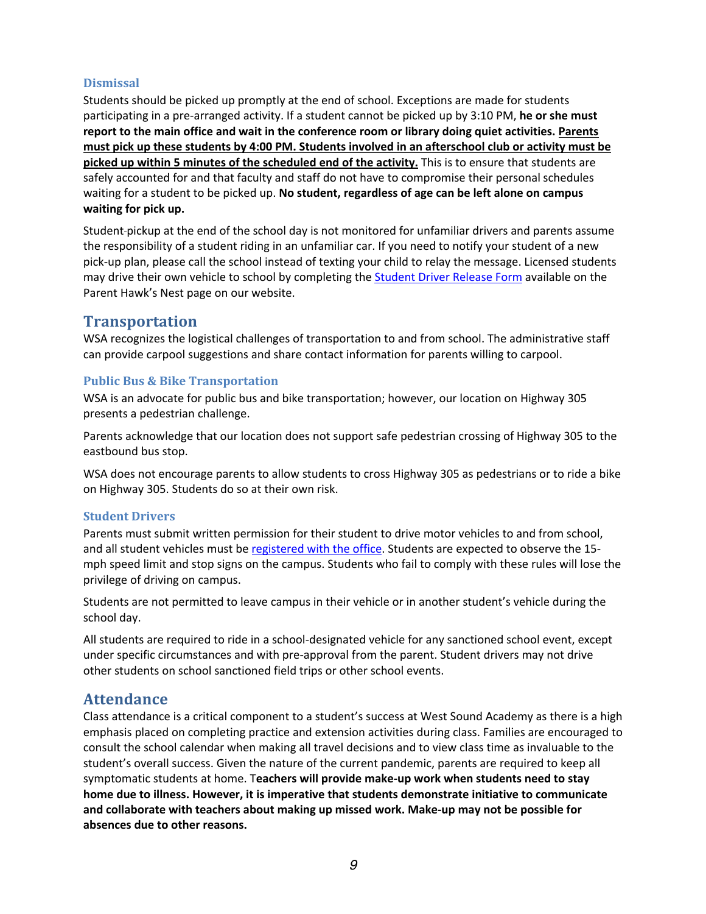### Dismissal

Students should be picked up promptly at the end of school. Exceptions are made for students participating in a pre-arranged activity. If a student cannot be picked up by 3:10 PM, **he or she must report to the main office and wait in the conference room or library doing quiet activities. <u>Parents must pick up these students by 4:00 PM. Students involved in an afterschool club or activity must be picked up within 5 minutes of the scheduled end of the activity.</u>** This is to ensure that students are safely accounted for and that faculty and staff do not have to compromise their personal schedules waiting for a student to be picked up. **No student, regardless of age can be left alone on campus waiting for pick up.**

Student-pickup at the end of the school day is not monitored for unfamiliar drivers and parents assume the responsibility of a student riding in an unfamiliar car. If you need to notify your student of a new pick-up plan, please call the school instead of texting your child to relay the message. Licensed students may drive their own vehicle to school by completing the Student Driver Release Form available on the Parent Hawk's Nest page on our website.

## Transportation

WSA recognizes the logistical challenges of transportation to and from school. The administrative staff can provide carpool suggestions and share contact information for parents willing to carpool.

### Public Bus & Bike Transportation

WSA is an advocate for public bus and bike transportation; however, our location on Highway 305 presents a pedestrian challenge.

Parents acknowledge that our location does not support safe pedestrian crossing of Highway 305 to the eastbound bus stop.

WSA does not encourage parents to allow students to cross Highway 305 as pedestrians or to ride a bike on Highway 305. Students do so at their own risk.

### Student Drivers

Parents must submit written permission for their student to drive motor vehicles to and from school, and all student vehicles must be registered with the office. Students are expected to observe the 15-mph speed limit and stop signs on the campus. Students who fail to comply with these rules will lose the privilege of driving on campus.

Students are not permitted to leave campus in their vehicle or in another student's vehicle during the school day.

All students are required to ride in a school-designated vehicle for any sanctioned school event, except under specific circumstances and with pre-approval from the parent. Student drivers may not drive other students on school sanctioned field trips or other school events.

## Attendance

Class attendance is a critical component to a student's success at West Sound Academy as there is a high emphasis placed on completing practice and extension activities during class. Families are encouraged to consult the school calendar when making all travel decisions and to view class time as invaluable to the student's overall success. Given the nature of the current pandemic, parents are required to keep all symptomatic students at home. T**eachers will provide make-up work when students need to stay home due to illness. However, it is imperative that students demonstrate initiative to communicate and collaborate with teachers about making up missed work. Make-up may not be possible for absences due to other reasons.**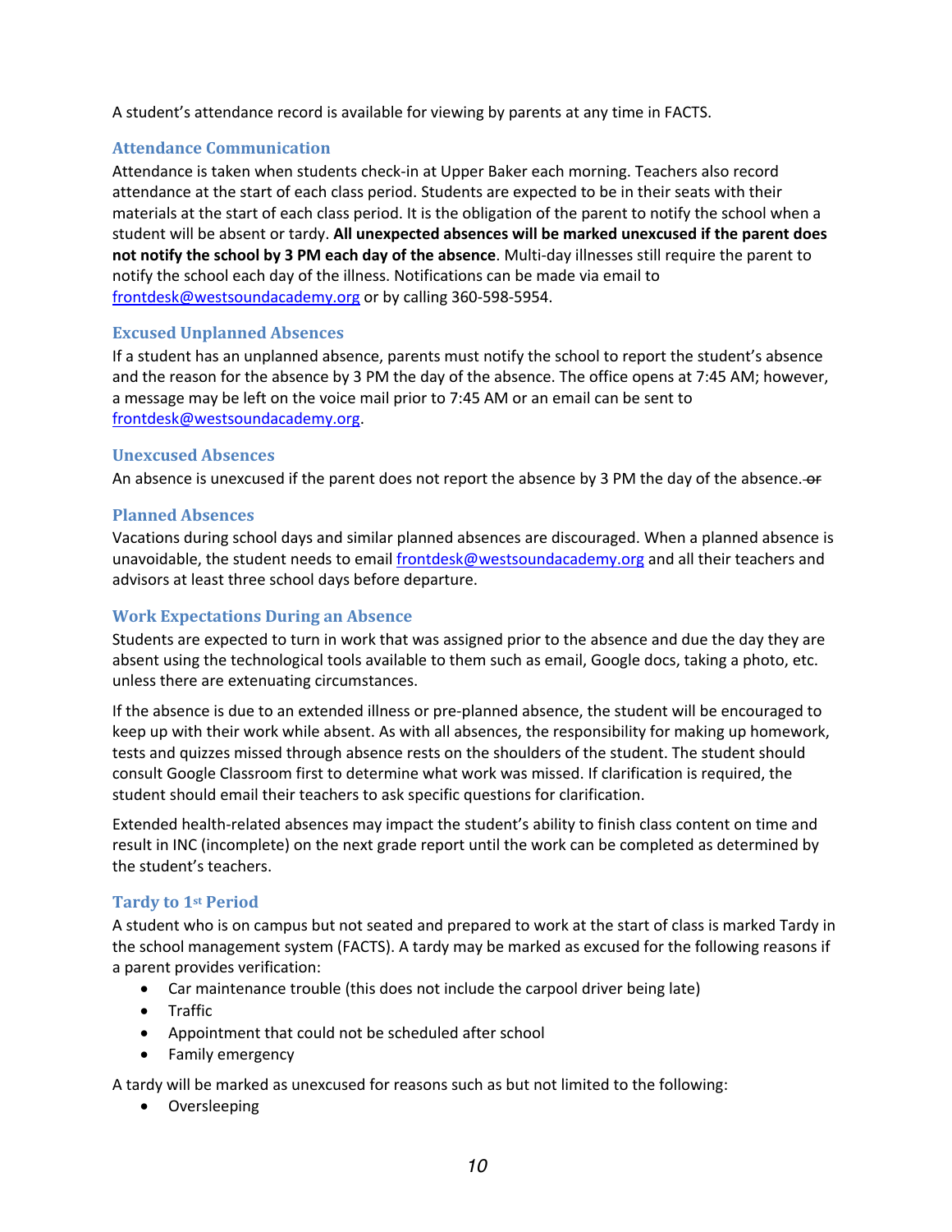A student's attendance record is available for viewing by parents at any time in FACTS.

### Attendance Communication

Attendance is taken when students check-in at Upper Baker each morning. Teachers also record attendance at the start of each class period. Students are expected to be in their seats with their materials at the start of each class period. It is the obligation of the parent to notify the school when a student will be absent or tardy. **All unexpected absences will be marked unexcused if the parent does not notify the school by 3 PM each day of the absence**. Multi-day illnesses still require the parent to notify the school each day of the illness. Notifications can be made via email to frontdesk@westsoundacademy.org or by calling 360-598-5954.

### Excused Unplanned Absences

If a student has an unplanned absence, parents must notify the school to report the student's absence and the reason for the absence by 3 PM the day of the absence. The office opens at 7:45 AM; however, a message may be left on the voice mail prior to 7:45 AM or an email can be sent to frontdesk@westsoundacademy.org.

### Unexcused Absences

An absence is unexcused if the parent does not report the absence by 3 PM the day of the absence. ~~or~~

### Planned Absences

Vacations during school days and similar planned absences are discouraged. When a planned absence is unavoidable, the student needs to email frontdesk@westsoundacademy.org and all their teachers and advisors at least three school days before departure.

### Work Expectations During an Absence

Students are expected to turn in work that was assigned prior to the absence and due the day they are absent using the technological tools available to them such as email, Google docs, taking a photo, etc. unless there are extenuating circumstances.

If the absence is due to an extended illness or pre-planned absence, the student will be encouraged to keep up with their work while absent. As with all absences, the responsibility for making up homework, tests and quizzes missed through absence rests on the shoulders of the student. The student should consult Google Classroom first to determine what work was missed. If clarification is required, the student should email their teachers to ask specific questions for clarification.

Extended health-related absences may impact the student's ability to finish class content on time and result in INC (incomplete) on the next grade report until the work can be completed as determined by the student's teachers.

### Tardy to 1st Period

A student who is on campus but not seated and prepared to work at the start of class is marked Tardy in the school management system (FACTS). A tardy may be marked as excused for the following reasons if a parent provides verification:

- Car maintenance trouble (this does not include the carpool driver being late)
- Traffic
- Appointment that could not be scheduled after school
- Family emergency

A tardy will be marked as unexcused for reasons such as but not limited to the following:

- Oversleeping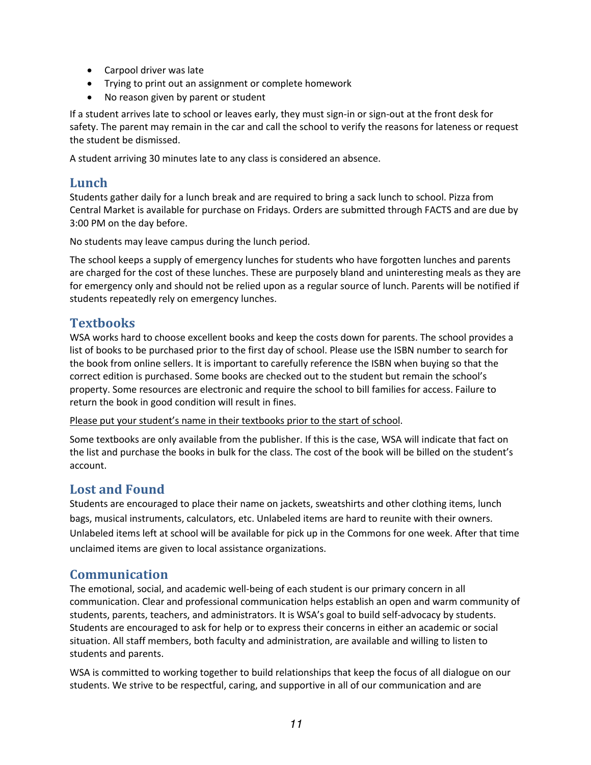- Carpool driver was late
- Trying to print out an assignment or complete homework
- No reason given by parent or student

If a student arrives late to school or leaves early, they must sign-in or sign-out at the front desk for safety. The parent may remain in the car and call the school to verify the reasons for lateness or request the student be dismissed.

A student arriving 30 minutes late to any class is considered an absence.

## Lunch

Students gather daily for a lunch break and are required to bring a sack lunch to school. Pizza from Central Market is available for purchase on Fridays. Orders are submitted through FACTS and are due by 3:00 PM on the day before.

No students may leave campus during the lunch period.

The school keeps a supply of emergency lunches for students who have forgotten lunches and parents are charged for the cost of these lunches. These are purposely bland and uninteresting meals as they are for emergency only and should not be relied upon as a regular source of lunch. Parents will be notified if students repeatedly rely on emergency lunches.

## Textbooks

WSA works hard to choose excellent books and keep the costs down for parents. The school provides a list of books to be purchased prior to the first day of school. Please use the ISBN number to search for the book from online sellers. It is important to carefully reference the ISBN when buying so that the correct edition is purchased. Some books are checked out to the student but remain the school's property. Some resources are electronic and require the school to bill families for access. Failure to return the book in good condition will result in fines.

<u>Please put your student's name in their textbooks prior to the start of school</u>.

Some textbooks are only available from the publisher. If this is the case, WSA will indicate that fact on the list and purchase the books in bulk for the class. The cost of the book will be billed on the student's account.

## Lost and Found

Students are encouraged to place their name on jackets, sweatshirts and other clothing items, lunch bags, musical instruments, calculators, etc. Unlabeled items are hard to reunite with their owners. Unlabeled items left at school will be available for pick up in the Commons for one week. After that time unclaimed items are given to local assistance organizations.

## Communication

The emotional, social, and academic well-being of each student is our primary concern in all communication. Clear and professional communication helps establish an open and warm community of students, parents, teachers, and administrators. It is WSA's goal to build self-advocacy by students. Students are encouraged to ask for help or to express their concerns in either an academic or social situation. All staff members, both faculty and administration, are available and willing to listen to students and parents.

WSA is committed to working together to build relationships that keep the focus of all dialogue on our students. We strive to be respectful, caring, and supportive in all of our communication and are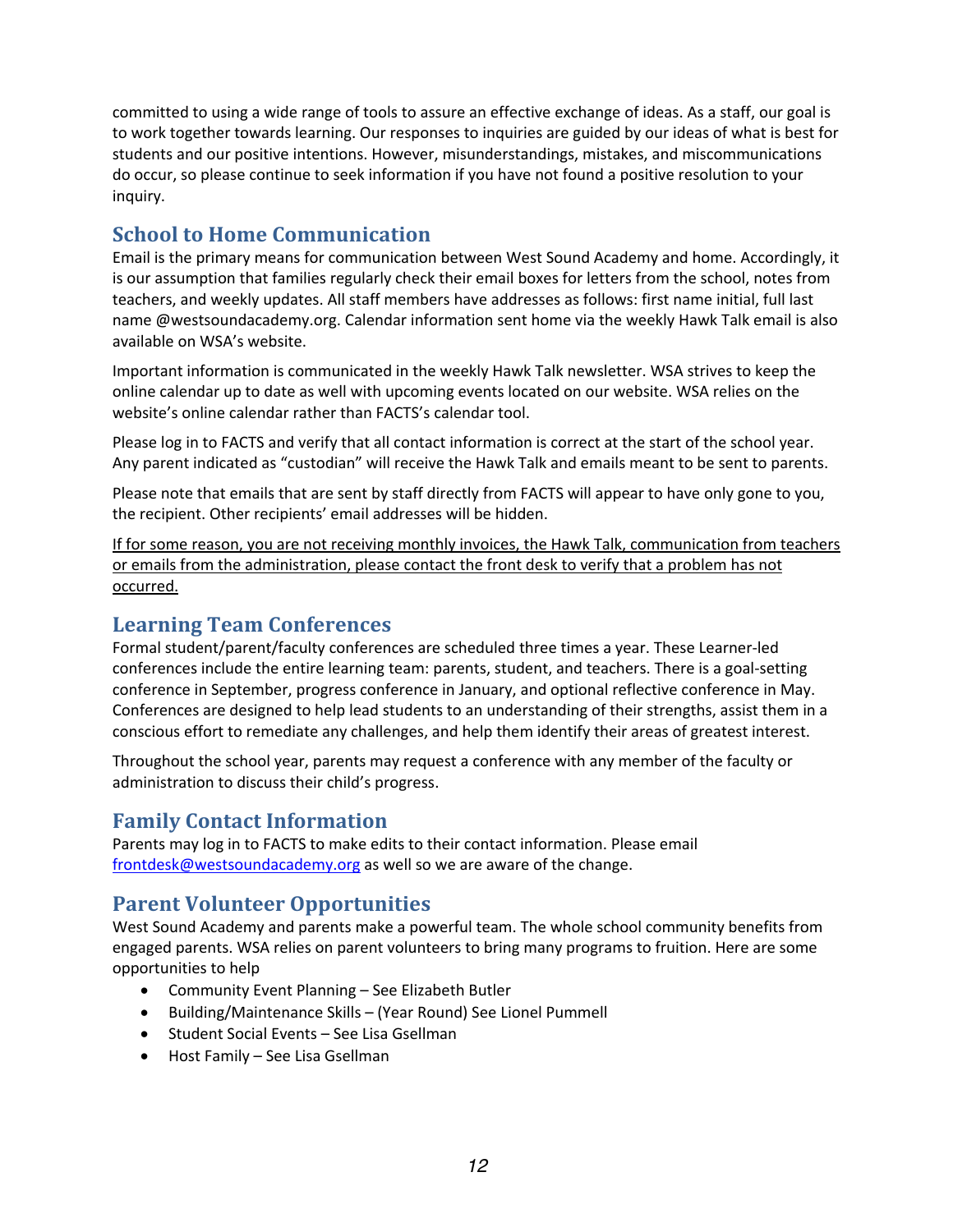committed to using a wide range of tools to assure an effective exchange of ideas. As a staff, our goal is to work together towards learning. Our responses to inquiries are guided by our ideas of what is best for students and our positive intentions. However, misunderstandings, mistakes, and miscommunications do occur, so please continue to seek information if you have not found a positive resolution to your inquiry.

## School to Home Communication

Email is the primary means for communication between West Sound Academy and home. Accordingly, it is our assumption that families regularly check their email boxes for letters from the school, notes from teachers, and weekly updates. All staff members have addresses as follows: first name initial, full last name @westsoundacademy.org. Calendar information sent home via the weekly Hawk Talk email is also available on WSA's website.

Important information is communicated in the weekly Hawk Talk newsletter. WSA strives to keep the online calendar up to date as well with upcoming events located on our website. WSA relies on the website's online calendar rather than FACTS's calendar tool.

Please log in to FACTS and verify that all contact information is correct at the start of the school year. Any parent indicated as "custodian" will receive the Hawk Talk and emails meant to be sent to parents.

Please note that emails that are sent by staff directly from FACTS will appear to have only gone to you, the recipient. Other recipients' email addresses will be hidden.

<u>If for some reason, you are not receiving monthly invoices, the Hawk Talk, communication from teachers or emails from the administration, please contact the front desk to verify that a problem has not occurred.</u>

## Learning Team Conferences

Formal student/parent/faculty conferences are scheduled three times a year. These Learner-led conferences include the entire learning team: parents, student, and teachers. There is a goal-setting conference in September, progress conference in January, and optional reflective conference in May. Conferences are designed to help lead students to an understanding of their strengths, assist them in a conscious effort to remediate any challenges, and help them identify their areas of greatest interest.

Throughout the school year, parents may request a conference with any member of the faculty or administration to discuss their child's progress.

## Family Contact Information

Parents may log in to FACTS to make edits to their contact information. Please email frontdesk@westsoundacademy.org as well so we are aware of the change.

## Parent Volunteer Opportunities

West Sound Academy and parents make a powerful team. The whole school community benefits from engaged parents. WSA relies on parent volunteers to bring many programs to fruition. Here are some opportunities to help

- Community Event Planning – See Elizabeth Butler
- Building/Maintenance Skills – (Year Round) See Lionel Pummell
- Student Social Events – See Lisa Gsellman
- Host Family – See Lisa Gsellman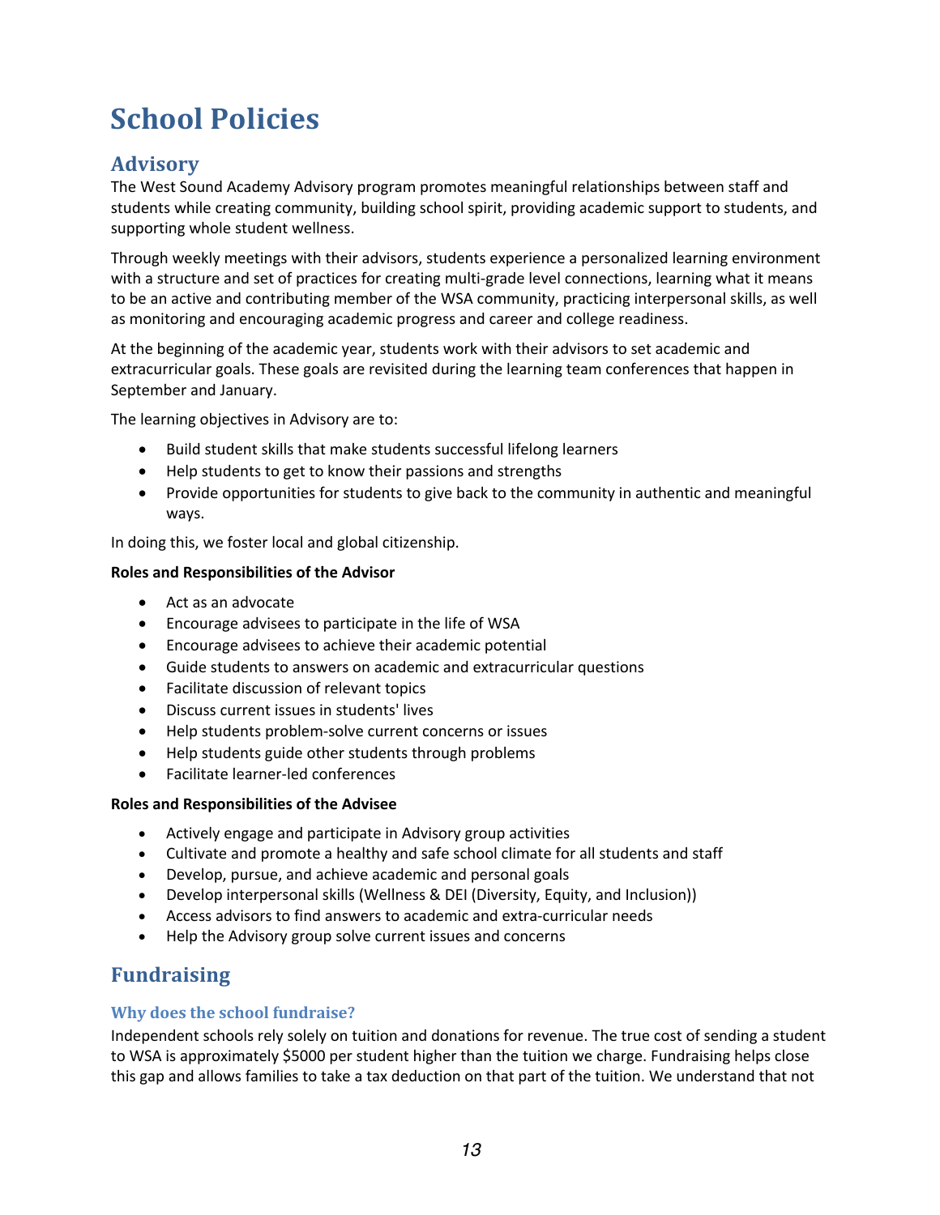# School Policies

## Advisory

The West Sound Academy Advisory program promotes meaningful relationships between staff and students while creating community, building school spirit, providing academic support to students, and supporting whole student wellness.

Through weekly meetings with their advisors, students experience a personalized learning environment with a structure and set of practices for creating multi-grade level connections, learning what it means to be an active and contributing member of the WSA community, practicing interpersonal skills, as well as monitoring and encouraging academic progress and career and college readiness.

At the beginning of the academic year, students work with their advisors to set academic and extracurricular goals. These goals are revisited during the learning team conferences that happen in September and January.

The learning objectives in Advisory are to:

- Build student skills that make students successful lifelong learners
- Help students to get to know their passions and strengths
- Provide opportunities for students to give back to the community in authentic and meaningful ways.

In doing this, we foster local and global citizenship.

**Roles and Responsibilities of the Advisor**

- Act as an advocate
- Encourage advisees to participate in the life of WSA
- Encourage advisees to achieve their academic potential
- Guide students to answers on academic and extracurricular questions
- Facilitate discussion of relevant topics
- Discuss current issues in students' lives
- Help students problem-solve current concerns or issues
- Help students guide other students through problems
- Facilitate learner-led conferences

**Roles and Responsibilities of the Advisee**

- Actively engage and participate in Advisory group activities
- Cultivate and promote a healthy and safe school climate for all students and staff
- Develop, pursue, and achieve academic and personal goals
- Develop interpersonal skills (Wellness & DEI (Diversity, Equity, and Inclusion))
- Access advisors to find answers to academic and extra-curricular needs
- Help the Advisory group solve current issues and concerns

## Fundraising

### Why does the school fundraise?

Independent schools rely solely on tuition and donations for revenue. The true cost of sending a student to WSA is approximately $5000 per student higher than the tuition we charge. Fundraising helps close this gap and allows families to take a tax deduction on that part of the tuition. We understand that not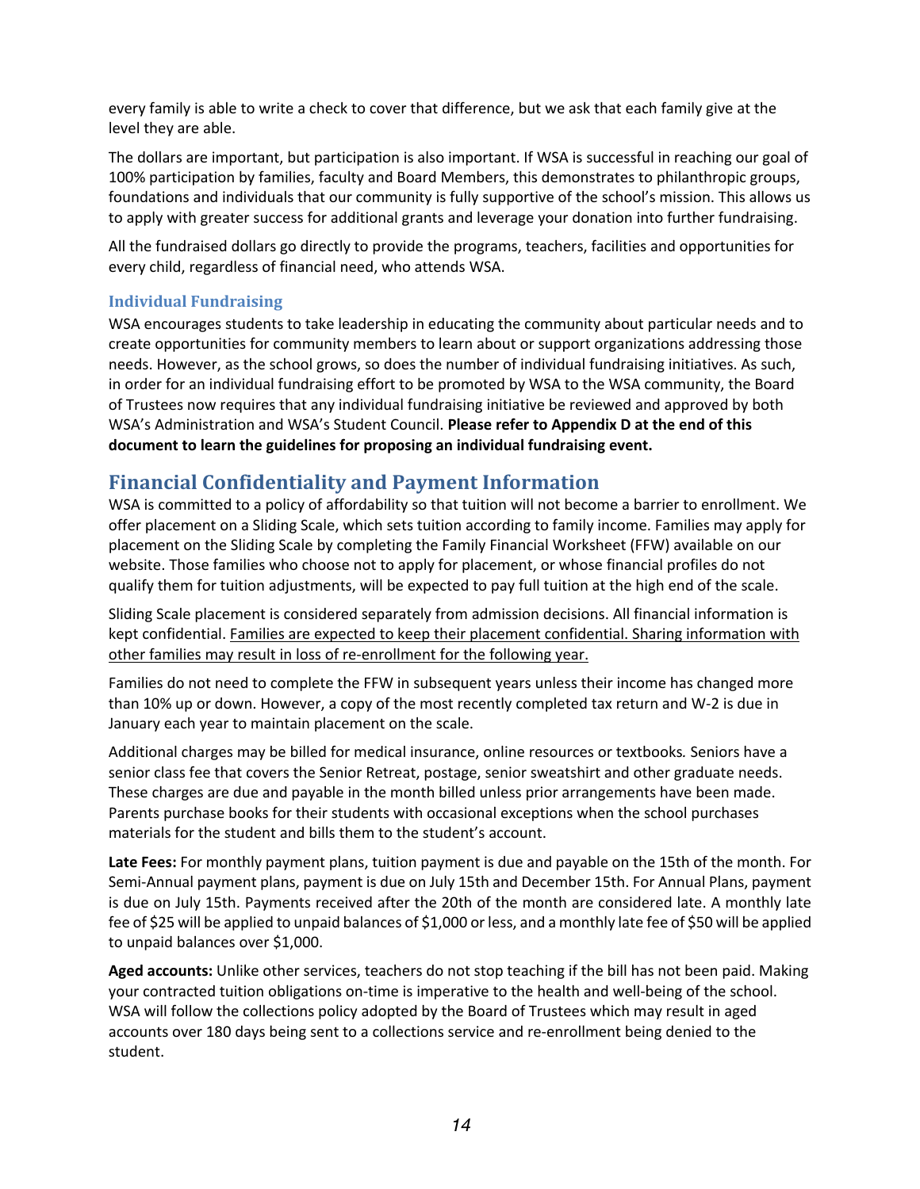every family is able to write a check to cover that difference, but we ask that each family give at the level they are able.

The dollars are important, but participation is also important. If WSA is successful in reaching our goal of 100% participation by families, faculty and Board Members, this demonstrates to philanthropic groups, foundations and individuals that our community is fully supportive of the school's mission. This allows us to apply with greater success for additional grants and leverage your donation into further fundraising.

All the fundraised dollars go directly to provide the programs, teachers, facilities and opportunities for every child, regardless of financial need, who attends WSA.

### Individual Fundraising

WSA encourages students to take leadership in educating the community about particular needs and to create opportunities for community members to learn about or support organizations addressing those needs. However, as the school grows, so does the number of individual fundraising initiatives. As such, in order for an individual fundraising effort to be promoted by WSA to the WSA community, the Board of Trustees now requires that any individual fundraising initiative be reviewed and approved by both WSA's Administration and WSA's Student Council. **Please refer to Appendix D at the end of this document to learn the guidelines for proposing an individual fundraising event.**

## Financial Confidentiality and Payment Information

WSA is committed to a policy of affordability so that tuition will not become a barrier to enrollment. We offer placement on a Sliding Scale, which sets tuition according to family income. Families may apply for placement on the Sliding Scale by completing the Family Financial Worksheet (FFW) available on our website. Those families who choose not to apply for placement, or whose financial profiles do not qualify them for tuition adjustments, will be expected to pay full tuition at the high end of the scale.

Sliding Scale placement is considered separately from admission decisions. All financial information is kept confidential. Families are expected to keep their placement confidential. Sharing information with other families may result in loss of re-enrollment for the following year.

Families do not need to complete the FFW in subsequent years unless their income has changed more than 10% up or down. However, a copy of the most recently completed tax return and W-2 is due in January each year to maintain placement on the scale.

Additional charges may be billed for medical insurance, online resources or textbooks*.* Seniors have a senior class fee that covers the Senior Retreat, postage, senior sweatshirt and other graduate needs. These charges are due and payable in the month billed unless prior arrangements have been made. Parents purchase books for their students with occasional exceptions when the school purchases materials for the student and bills them to the student's account.

**Late Fees:** For monthly payment plans, tuition payment is due and payable on the 15th of the month. For Semi-Annual payment plans, payment is due on July 15th and December 15th. For Annual Plans, payment is due on July 15th. Payments received after the 20th of the month are considered late. A monthly late fee of $25 will be applied to unpaid balances of $1,000 or less, and a monthly late fee of $50 will be applied to unpaid balances over $1,000.

**Aged accounts:** Unlike other services, teachers do not stop teaching if the bill has not been paid. Making your contracted tuition obligations on-time is imperative to the health and well-being of the school. WSA will follow the collections policy adopted by the Board of Trustees which may result in aged accounts over 180 days being sent to a collections service and re-enrollment being denied to the student.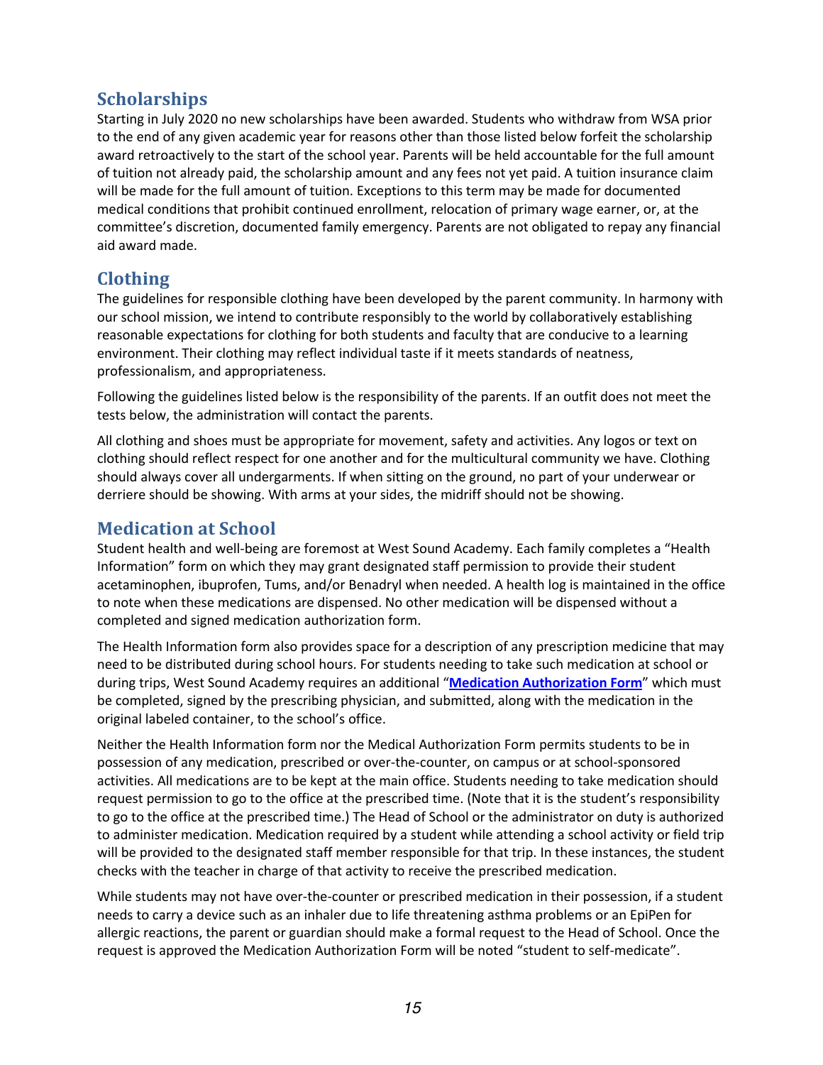## Scholarships

Starting in July 2020 no new scholarships have been awarded. Students who withdraw from WSA prior to the end of any given academic year for reasons other than those listed below forfeit the scholarship award retroactively to the start of the school year. Parents will be held accountable for the full amount of tuition not already paid, the scholarship amount and any fees not yet paid. A tuition insurance claim will be made for the full amount of tuition. Exceptions to this term may be made for documented medical conditions that prohibit continued enrollment, relocation of primary wage earner, or, at the committee's discretion, documented family emergency. Parents are not obligated to repay any financial aid award made.

## Clothing

The guidelines for responsible clothing have been developed by the parent community. In harmony with our school mission, we intend to contribute responsibly to the world by collaboratively establishing reasonable expectations for clothing for both students and faculty that are conducive to a learning environment. Their clothing may reflect individual taste if it meets standards of neatness, professionalism, and appropriateness.

Following the guidelines listed below is the responsibility of the parents. If an outfit does not meet the tests below, the administration will contact the parents.

All clothing and shoes must be appropriate for movement, safety and activities. Any logos or text on clothing should reflect respect for one another and for the multicultural community we have. Clothing should always cover all undergarments. If when sitting on the ground, no part of your underwear or derriere should be showing. With arms at your sides, the midriff should not be showing.

## Medication at School

Student health and well-being are foremost at West Sound Academy. Each family completes a "Health Information" form on which they may grant designated staff permission to provide their student acetaminophen, ibuprofen, Tums, and/or Benadryl when needed. A health log is maintained in the office to note when these medications are dispensed. No other medication will be dispensed without a completed and signed medication authorization form.

The Health Information form also provides space for a description of any prescription medicine that may need to be distributed during school hours. For students needing to take such medication at school or during trips, West Sound Academy requires an additional "**Medication Authorization Form**" which must be completed, signed by the prescribing physician, and submitted, along with the medication in the original labeled container, to the school's office.

Neither the Health Information form nor the Medical Authorization Form permits students to be in possession of any medication, prescribed or over-the-counter, on campus or at school-sponsored activities. All medications are to be kept at the main office. Students needing to take medication should request permission to go to the office at the prescribed time. (Note that it is the student's responsibility to go to the office at the prescribed time.) The Head of School or the administrator on duty is authorized to administer medication. Medication required by a student while attending a school activity or field trip will be provided to the designated staff member responsible for that trip. In these instances, the student checks with the teacher in charge of that activity to receive the prescribed medication.

While students may not have over-the-counter or prescribed medication in their possession, if a student needs to carry a device such as an inhaler due to life threatening asthma problems or an EpiPen for allergic reactions, the parent or guardian should make a formal request to the Head of School. Once the request is approved the Medication Authorization Form will be noted "student to self-medicate".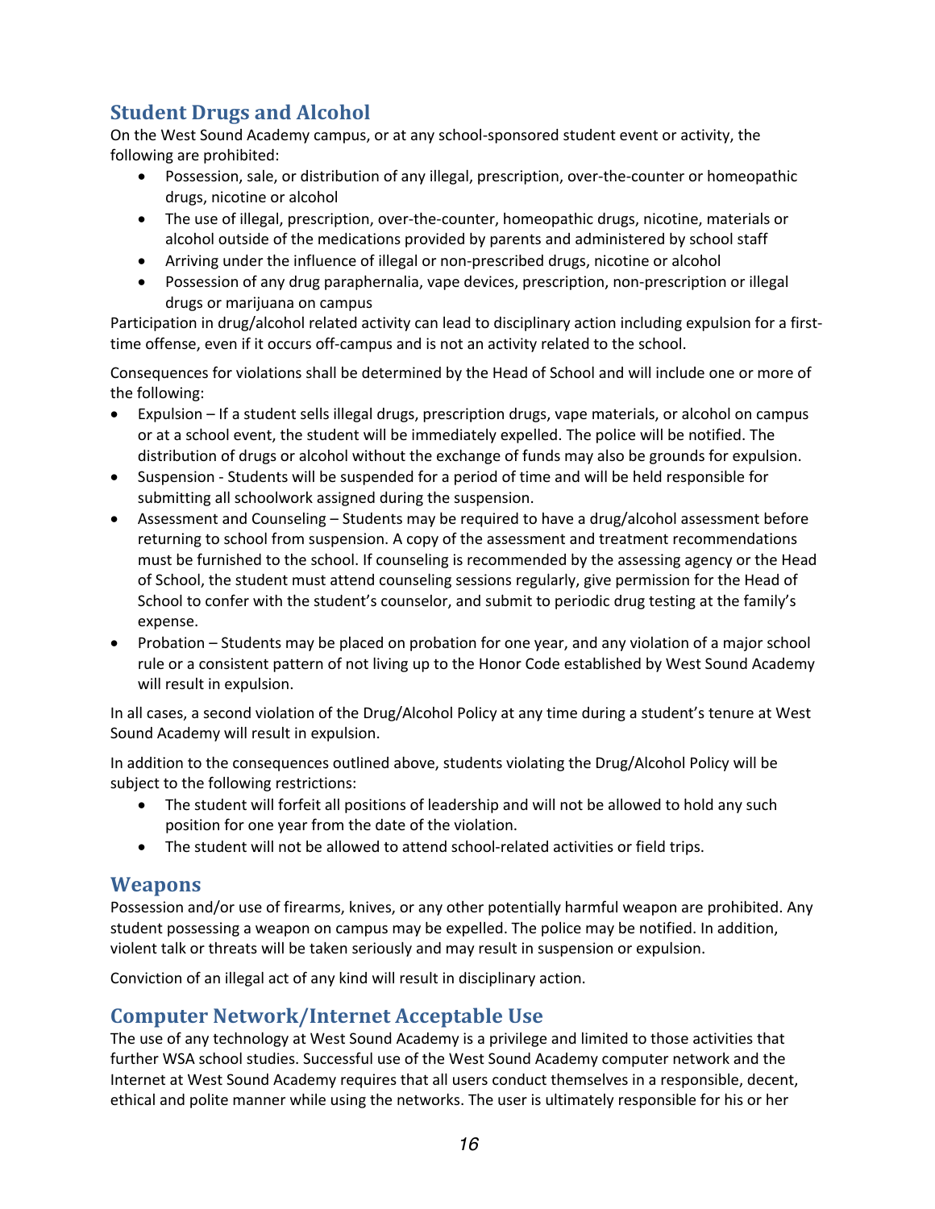## Student Drugs and Alcohol

On the West Sound Academy campus, or at any school-sponsored student event or activity, the following are prohibited:

- Possession, sale, or distribution of any illegal, prescription, over-the-counter or homeopathic drugs, nicotine or alcohol
- The use of illegal, prescription, over-the-counter, homeopathic drugs, nicotine, materials or alcohol outside of the medications provided by parents and administered by school staff
- Arriving under the influence of illegal or non-prescribed drugs, nicotine or alcohol
- Possession of any drug paraphernalia, vape devices, prescription, non-prescription or illegal drugs or marijuana on campus

Participation in drug/alcohol related activity can lead to disciplinary action including expulsion for a first-time offense, even if it occurs off-campus and is not an activity related to the school.

Consequences for violations shall be determined by the Head of School and will include one or more of the following:

- Expulsion – If a student sells illegal drugs, prescription drugs, vape materials, or alcohol on campus or at a school event, the student will be immediately expelled. The police will be notified. The distribution of drugs or alcohol without the exchange of funds may also be grounds for expulsion.
- Suspension - Students will be suspended for a period of time and will be held responsible for submitting all schoolwork assigned during the suspension.
- Assessment and Counseling – Students may be required to have a drug/alcohol assessment before returning to school from suspension. A copy of the assessment and treatment recommendations must be furnished to the school. If counseling is recommended by the assessing agency or the Head of School, the student must attend counseling sessions regularly, give permission for the Head of School to confer with the student's counselor, and submit to periodic drug testing at the family's expense.
- Probation – Students may be placed on probation for one year, and any violation of a major school rule or a consistent pattern of not living up to the Honor Code established by West Sound Academy will result in expulsion.

In all cases, a second violation of the Drug/Alcohol Policy at any time during a student's tenure at West Sound Academy will result in expulsion.

In addition to the consequences outlined above, students violating the Drug/Alcohol Policy will be subject to the following restrictions:

- The student will forfeit all positions of leadership and will not be allowed to hold any such position for one year from the date of the violation.
- The student will not be allowed to attend school-related activities or field trips.

## Weapons

Possession and/or use of firearms, knives, or any other potentially harmful weapon are prohibited. Any student possessing a weapon on campus may be expelled. The police may be notified. In addition, violent talk or threats will be taken seriously and may result in suspension or expulsion.

Conviction of an illegal act of any kind will result in disciplinary action.

## Computer Network/Internet Acceptable Use

The use of any technology at West Sound Academy is a privilege and limited to those activities that further WSA school studies. Successful use of the West Sound Academy computer network and the Internet at West Sound Academy requires that all users conduct themselves in a responsible, decent, ethical and polite manner while using the networks. The user is ultimately responsible for his or her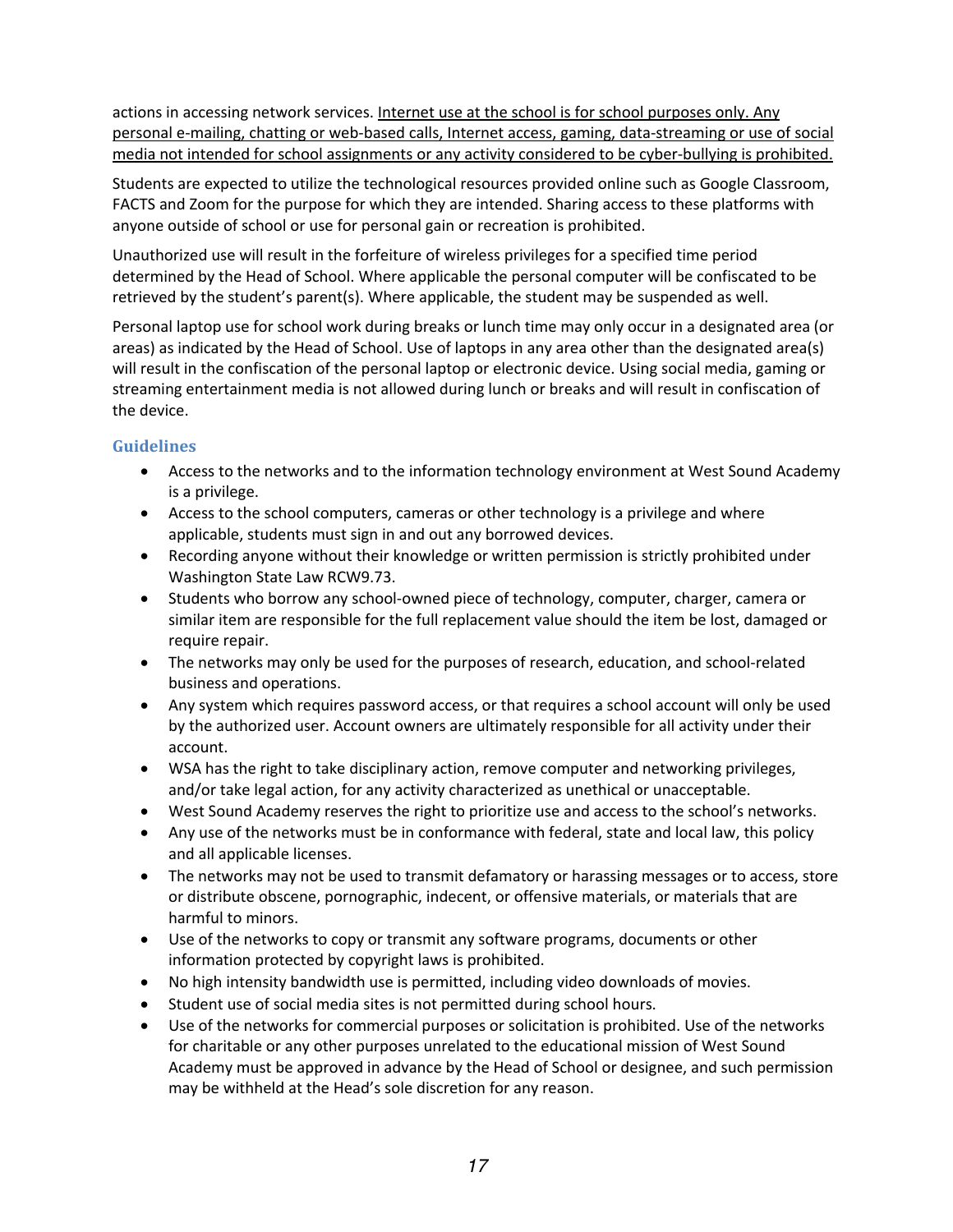actions in accessing network services. <u>Internet use at the school is for school purposes only. Any personal e-mailing, chatting or web-based calls, Internet access, gaming, data-streaming or use of social media not intended for school assignments or any activity considered to be cyber-bullying is prohibited.</u>

Students are expected to utilize the technological resources provided online such as Google Classroom, FACTS and Zoom for the purpose for which they are intended. Sharing access to these platforms with anyone outside of school or use for personal gain or recreation is prohibited.

Unauthorized use will result in the forfeiture of wireless privileges for a specified time period determined by the Head of School. Where applicable the personal computer will be confiscated to be retrieved by the student's parent(s). Where applicable, the student may be suspended as well.

Personal laptop use for school work during breaks or lunch time may only occur in a designated area (or areas) as indicated by the Head of School. Use of laptops in any area other than the designated area(s) will result in the confiscation of the personal laptop or electronic device. Using social media, gaming or streaming entertainment media is not allowed during lunch or breaks and will result in confiscation of the device.

### Guidelines

- Access to the networks and to the information technology environment at West Sound Academy is a privilege.
- Access to the school computers, cameras or other technology is a privilege and where applicable, students must sign in and out any borrowed devices.
- Recording anyone without their knowledge or written permission is strictly prohibited under Washington State Law RCW9.73.
- Students who borrow any school-owned piece of technology, computer, charger, camera or similar item are responsible for the full replacement value should the item be lost, damaged or require repair.
- The networks may only be used for the purposes of research, education, and school-related business and operations.
- Any system which requires password access, or that requires a school account will only be used by the authorized user. Account owners are ultimately responsible for all activity under their account.
- WSA has the right to take disciplinary action, remove computer and networking privileges, and/or take legal action, for any activity characterized as unethical or unacceptable.
- West Sound Academy reserves the right to prioritize use and access to the school's networks.
- Any use of the networks must be in conformance with federal, state and local law, this policy and all applicable licenses.
- The networks may not be used to transmit defamatory or harassing messages or to access, store or distribute obscene, pornographic, indecent, or offensive materials, or materials that are harmful to minors.
- Use of the networks to copy or transmit any software programs, documents or other information protected by copyright laws is prohibited.
- No high intensity bandwidth use is permitted, including video downloads of movies.
- Student use of social media sites is not permitted during school hours.
- Use of the networks for commercial purposes or solicitation is prohibited. Use of the networks for charitable or any other purposes unrelated to the educational mission of West Sound Academy must be approved in advance by the Head of School or designee, and such permission may be withheld at the Head's sole discretion for any reason.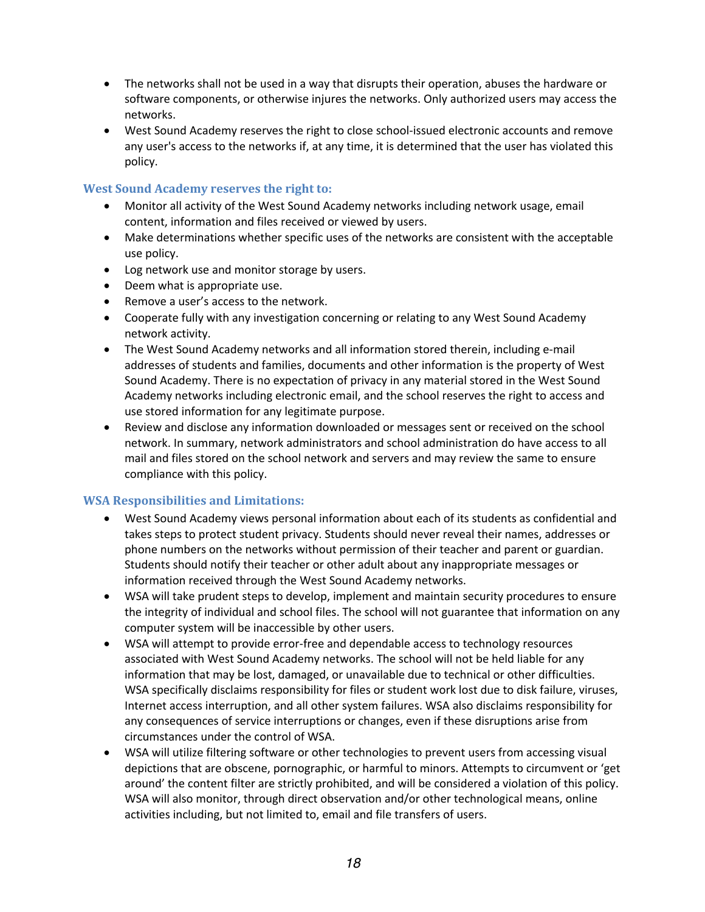- The networks shall not be used in a way that disrupts their operation, abuses the hardware or software components, or otherwise injures the networks. Only authorized users may access the networks.
- West Sound Academy reserves the right to close school-issued electronic accounts and remove any user's access to the networks if, at any time, it is determined that the user has violated this policy.

### West Sound Academy reserves the right to:

- Monitor all activity of the West Sound Academy networks including network usage, email content, information and files received or viewed by users.
- Make determinations whether specific uses of the networks are consistent with the acceptable use policy.
- Log network use and monitor storage by users.
- Deem what is appropriate use.
- Remove a user's access to the network.
- Cooperate fully with any investigation concerning or relating to any West Sound Academy network activity.
- The West Sound Academy networks and all information stored therein, including e-mail addresses of students and families, documents and other information is the property of West Sound Academy. There is no expectation of privacy in any material stored in the West Sound Academy networks including electronic email, and the school reserves the right to access and use stored information for any legitimate purpose.
- Review and disclose any information downloaded or messages sent or received on the school network. In summary, network administrators and school administration do have access to all mail and files stored on the school network and servers and may review the same to ensure compliance with this policy.

### WSA Responsibilities and Limitations:

- West Sound Academy views personal information about each of its students as confidential and takes steps to protect student privacy. Students should never reveal their names, addresses or phone numbers on the networks without permission of their teacher and parent or guardian. Students should notify their teacher or other adult about any inappropriate messages or information received through the West Sound Academy networks.
- WSA will take prudent steps to develop, implement and maintain security procedures to ensure the integrity of individual and school files. The school will not guarantee that information on any computer system will be inaccessible by other users.
- WSA will attempt to provide error-free and dependable access to technology resources associated with West Sound Academy networks. The school will not be held liable for any information that may be lost, damaged, or unavailable due to technical or other difficulties. WSA specifically disclaims responsibility for files or student work lost due to disk failure, viruses, Internet access interruption, and all other system failures. WSA also disclaims responsibility for any consequences of service interruptions or changes, even if these disruptions arise from circumstances under the control of WSA.
- WSA will utilize filtering software or other technologies to prevent users from accessing visual depictions that are obscene, pornographic, or harmful to minors. Attempts to circumvent or 'get around' the content filter are strictly prohibited, and will be considered a violation of this policy. WSA will also monitor, through direct observation and/or other technological means, online activities including, but not limited to, email and file transfers of users.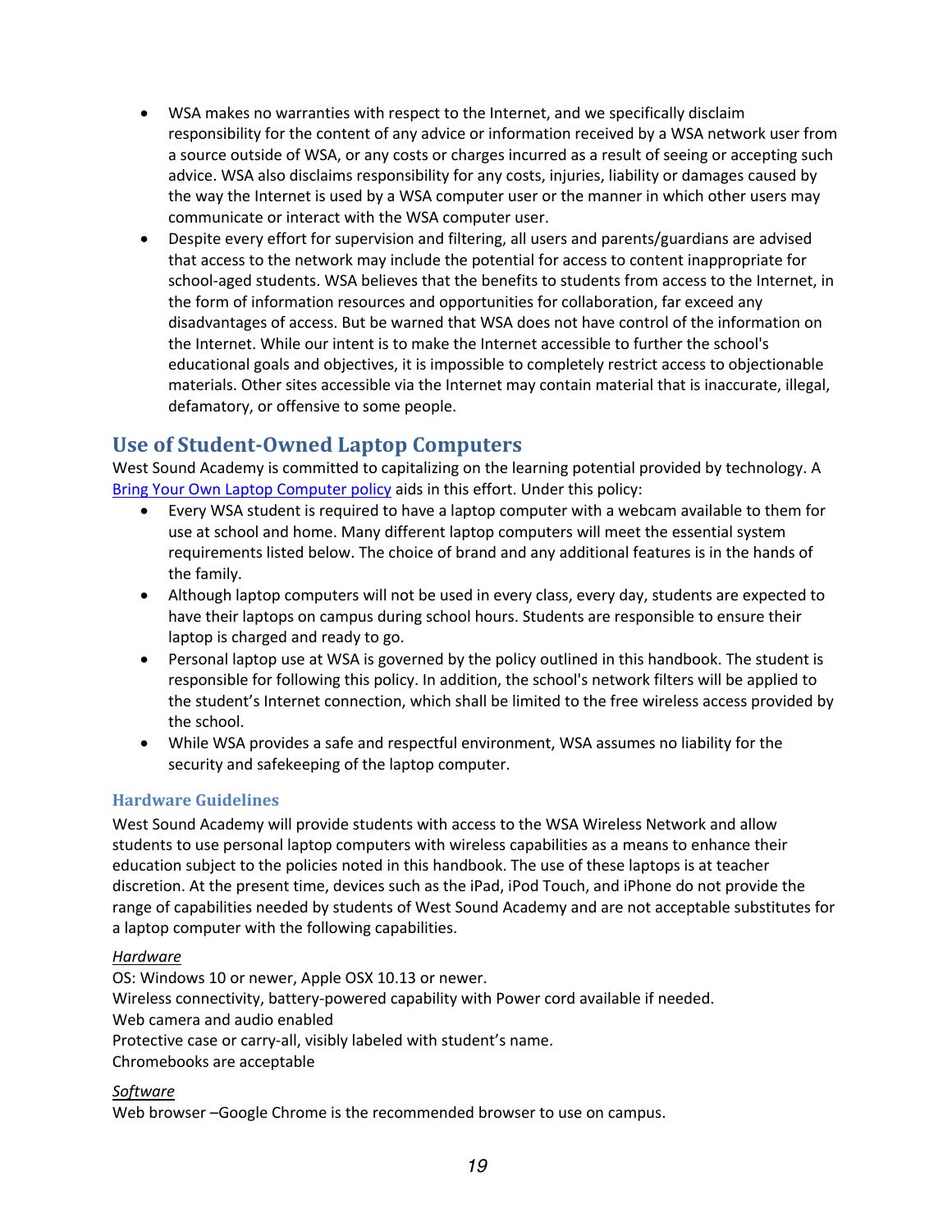- WSA makes no warranties with respect to the Internet, and we specifically disclaim responsibility for the content of any advice or information received by a WSA network user from a source outside of WSA, or any costs or charges incurred as a result of seeing or accepting such advice. WSA also disclaims responsibility for any costs, injuries, liability or damages caused by the way the Internet is used by a WSA computer user or the manner in which other users may communicate or interact with the WSA computer user.
- Despite every effort for supervision and filtering, all users and parents/guardians are advised that access to the network may include the potential for access to content inappropriate for school-aged students. WSA believes that the benefits to students from access to the Internet, in the form of information resources and opportunities for collaboration, far exceed any disadvantages of access. But be warned that WSA does not have control of the information on the Internet. While our intent is to make the Internet accessible to further the school's educational goals and objectives, it is impossible to completely restrict access to objectionable materials. Other sites accessible via the Internet may contain material that is inaccurate, illegal, defamatory, or offensive to some people.

## Use of Student-Owned Laptop Computers

West Sound Academy is committed to capitalizing on the learning potential provided by technology. A Bring Your Own Laptop Computer policy aids in this effort. Under this policy:

- Every WSA student is required to have a laptop computer with a webcam available to them for use at school and home. Many different laptop computers will meet the essential system requirements listed below. The choice of brand and any additional features is in the hands of the family.
- Although laptop computers will not be used in every class, every day, students are expected to have their laptops on campus during school hours. Students are responsible to ensure their laptop is charged and ready to go.
- Personal laptop use at WSA is governed by the policy outlined in this handbook. The student is responsible for following this policy. In addition, the school's network filters will be applied to the student's Internet connection, which shall be limited to the free wireless access provided by the school.
- While WSA provides a safe and respectful environment, WSA assumes no liability for the security and safekeeping of the laptop computer.

### Hardware Guidelines

West Sound Academy will provide students with access to the WSA Wireless Network and allow students to use personal laptop computers with wireless capabilities as a means to enhance their education subject to the policies noted in this handbook. The use of these laptops is at teacher discretion. At the present time, devices such as the iPad, iPod Touch, and iPhone do not provide the range of capabilities needed by students of West Sound Academy and are not acceptable substitutes for a laptop computer with the following capabilities.

*Hardware*

OS: Windows 10 or newer, Apple OSX 10.13 or newer.
Wireless connectivity, battery-powered capability with Power cord available if needed.
Web camera and audio enabled
Protective case or carry-all, visibly labeled with student's name.
Chromebooks are acceptable

*Software*

Web browser –Google Chrome is the recommended browser to use on campus.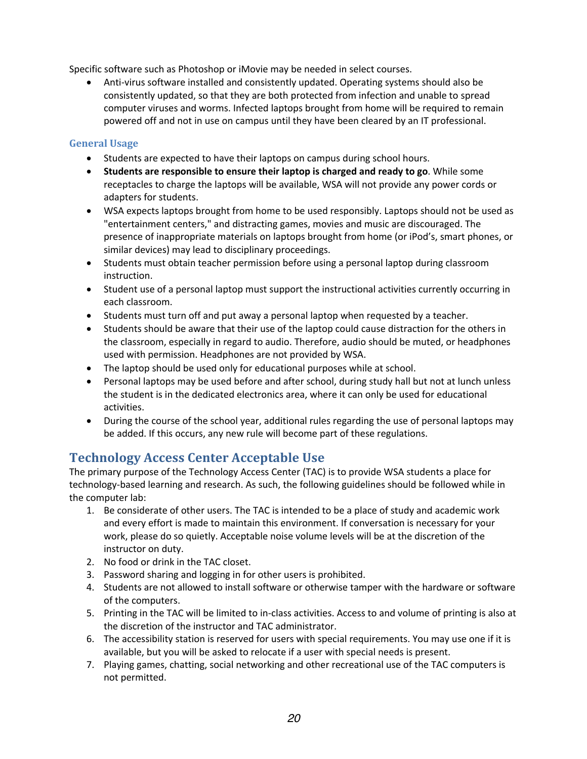Specific software such as Photoshop or iMovie may be needed in select courses.

- Anti-virus software installed and consistently updated. Operating systems should also be consistently updated, so that they are both protected from infection and unable to spread computer viruses and worms. Infected laptops brought from home will be required to remain powered off and not in use on campus until they have been cleared by an IT professional.

### General Usage

- Students are expected to have their laptops on campus during school hours.
- **Students are responsible to ensure their laptop is charged and ready to go**. While some receptacles to charge the laptops will be available, WSA will not provide any power cords or adapters for students.
- WSA expects laptops brought from home to be used responsibly. Laptops should not be used as "entertainment centers," and distracting games, movies and music are discouraged. The presence of inappropriate materials on laptops brought from home (or iPod's, smart phones, or similar devices) may lead to disciplinary proceedings.
- Students must obtain teacher permission before using a personal laptop during classroom instruction.
- Student use of a personal laptop must support the instructional activities currently occurring in each classroom.
- Students must turn off and put away a personal laptop when requested by a teacher.
- Students should be aware that their use of the laptop could cause distraction for the others in the classroom, especially in regard to audio. Therefore, audio should be muted, or headphones used with permission. Headphones are not provided by WSA.
- The laptop should be used only for educational purposes while at school.
- Personal laptops may be used before and after school, during study hall but not at lunch unless the student is in the dedicated electronics area, where it can only be used for educational activities.
- During the course of the school year, additional rules regarding the use of personal laptops may be added. If this occurs, any new rule will become part of these regulations.

## Technology Access Center Acceptable Use

The primary purpose of the Technology Access Center (TAC) is to provide WSA students a place for technology-based learning and research. As such, the following guidelines should be followed while in the computer lab:

1. Be considerate of other users. The TAC is intended to be a place of study and academic work and every effort is made to maintain this environment. If conversation is necessary for your work, please do so quietly. Acceptable noise volume levels will be at the discretion of the instructor on duty.
2. No food or drink in the TAC closet.
3. Password sharing and logging in for other users is prohibited.
4. Students are not allowed to install software or otherwise tamper with the hardware or software of the computers.
5. Printing in the TAC will be limited to in-class activities. Access to and volume of printing is also at the discretion of the instructor and TAC administrator.
6. The accessibility station is reserved for users with special requirements. You may use one if it is available, but you will be asked to relocate if a user with special needs is present.
7. Playing games, chatting, social networking and other recreational use of the TAC computers is not permitted.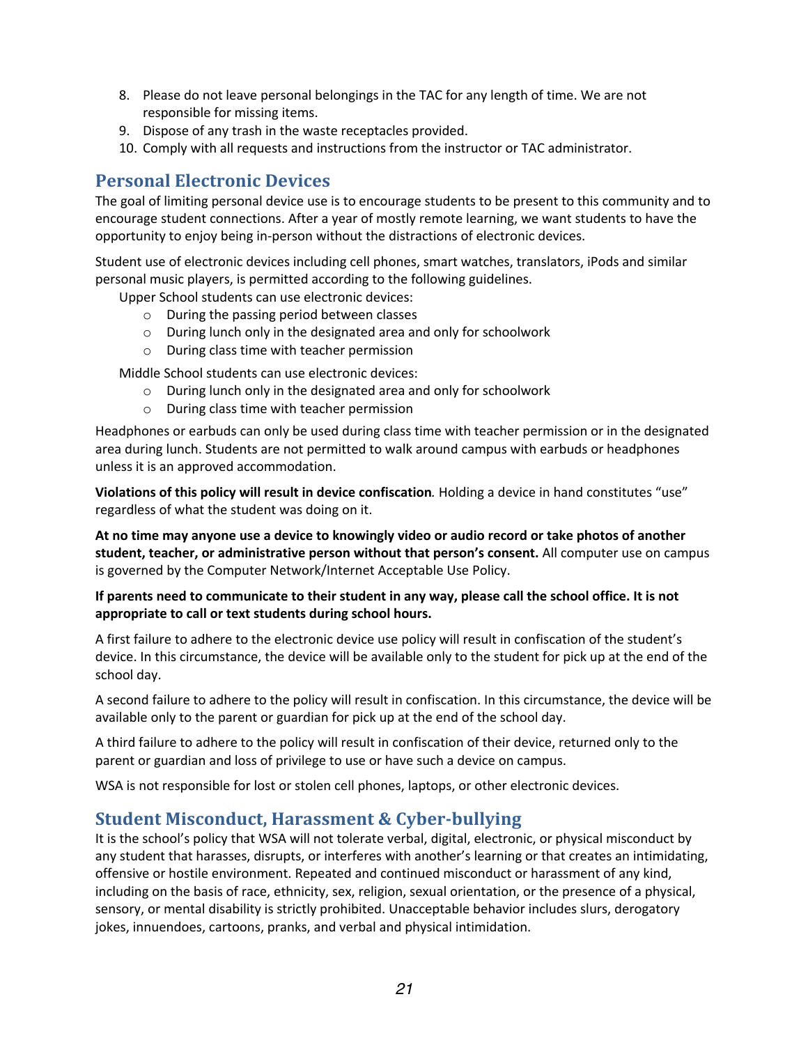8. Please do not leave personal belongings in the TAC for any length of time. We are not responsible for missing items.
9. Dispose of any trash in the waste receptacles provided.
10. Comply with all requests and instructions from the instructor or TAC administrator.

## Personal Electronic Devices

The goal of limiting personal device use is to encourage students to be present to this community and to encourage student connections. After a year of mostly remote learning, we want students to have the opportunity to enjoy being in-person without the distractions of electronic devices.

Student use of electronic devices including cell phones, smart watches, translators, iPods and similar personal music players, is permitted according to the following guidelines.

Upper School students can use electronic devices:

- During the passing period between classes
- During lunch only in the designated area and only for schoolwork
- During class time with teacher permission

Middle School students can use electronic devices:

- During lunch only in the designated area and only for schoolwork
- During class time with teacher permission

Headphones or earbuds can only be used during class time with teacher permission or in the designated area during lunch. Students are not permitted to walk around campus with earbuds or headphones unless it is an approved accommodation.

**Violations of this policy will result in device confiscation***.* Holding a device in hand constitutes "use" regardless of what the student was doing on it.

**At no time may anyone use a device to knowingly video or audio record or take photos of another student, teacher, or administrative person without that person's consent.** All computer use on campus is governed by the Computer Network/Internet Acceptable Use Policy.

**If parents need to communicate to their student in any way, please call the school office. It is not appropriate to call or text students during school hours.**

A first failure to adhere to the electronic device use policy will result in confiscation of the student's device. In this circumstance, the device will be available only to the student for pick up at the end of the school day.

A second failure to adhere to the policy will result in confiscation. In this circumstance, the device will be available only to the parent or guardian for pick up at the end of the school day.

A third failure to adhere to the policy will result in confiscation of their device, returned only to the parent or guardian and loss of privilege to use or have such a device on campus.

WSA is not responsible for lost or stolen cell phones, laptops, or other electronic devices.

## Student Misconduct, Harassment & Cyber-bullying

It is the school's policy that WSA will not tolerate verbal, digital, electronic, or physical misconduct by any student that harasses, disrupts, or interferes with another's learning or that creates an intimidating, offensive or hostile environment. Repeated and continued misconduct or harassment of any kind, including on the basis of race, ethnicity, sex, religion, sexual orientation, or the presence of a physical, sensory, or mental disability is strictly prohibited. Unacceptable behavior includes slurs, derogatory jokes, innuendoes, cartoons, pranks, and verbal and physical intimidation.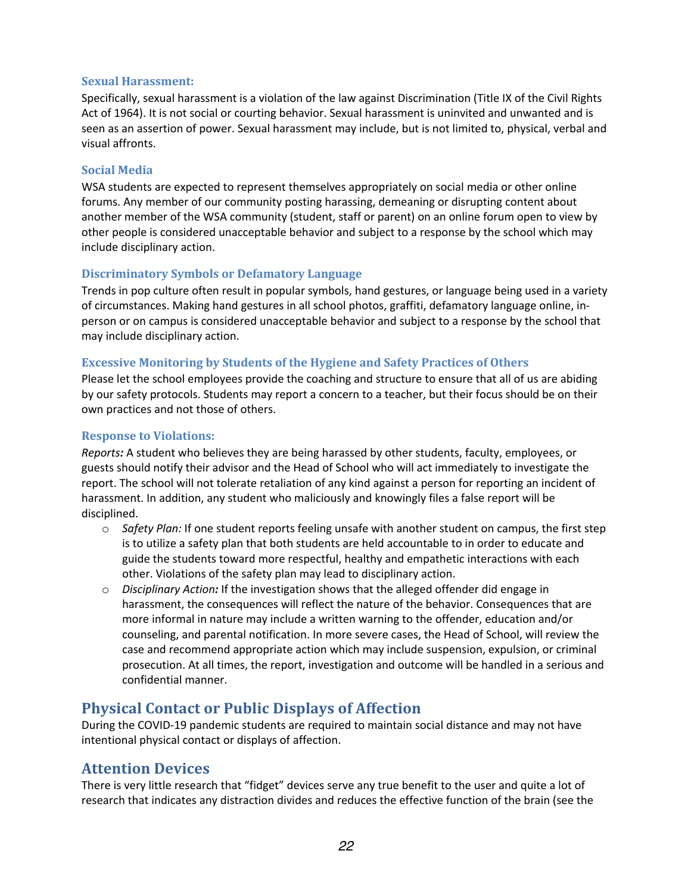### Sexual Harassment:

Specifically, sexual harassment is a violation of the law against Discrimination (Title IX of the Civil Rights Act of 1964). It is not social or courting behavior. Sexual harassment is uninvited and unwanted and is seen as an assertion of power. Sexual harassment may include, but is not limited to, physical, verbal and visual affronts.

### Social Media

WSA students are expected to represent themselves appropriately on social media or other online forums. Any member of our community posting harassing, demeaning or disrupting content about another member of the WSA community (student, staff or parent) on an online forum open to view by other people is considered unacceptable behavior and subject to a response by the school which may include disciplinary action.

### Discriminatory Symbols or Defamatory Language

Trends in pop culture often result in popular symbols, hand gestures, or language being used in a variety of circumstances. Making hand gestures in all school photos, graffiti, defamatory language online, in-person or on campus is considered unacceptable behavior and subject to a response by the school that may include disciplinary action.

### Excessive Monitoring by Students of the Hygiene and Safety Practices of Others

Please let the school employees provide the coaching and structure to ensure that all of us are abiding by our safety protocols. Students may report a concern to a teacher, but their focus should be on their own practices and not those of others.

### Response to Violations:

***Reports:*** A student who believes they are being harassed by other students, faculty, employees, or guests should notify their advisor and the Head of School who will act immediately to investigate the report. The school will not tolerate retaliation of any kind against a person for reporting an incident of harassment. In addition, any student who maliciously and knowingly files a false report will be disciplined.

- *Safety Plan:* If one student reports feeling unsafe with another student on campus, the first step is to utilize a safety plan that both students are held accountable to in order to educate and guide the students toward more respectful, healthy and empathetic interactions with each other. Violations of the safety plan may lead to disciplinary action.
- *Disciplinary Action:* If the investigation shows that the alleged offender did engage in harassment, the consequences will reflect the nature of the behavior. Consequences that are more informal in nature may include a written warning to the offender, education and/or counseling, and parental notification. In more severe cases, the Head of School, will review the case and recommend appropriate action which may include suspension, expulsion, or criminal prosecution. At all times, the report, investigation and outcome will be handled in a serious and confidential manner.

## Physical Contact or Public Displays of Affection

During the COVID-19 pandemic students are required to maintain social distance and may not have intentional physical contact or displays of affection.

## Attention Devices

There is very little research that "fidget" devices serve any true benefit to the user and quite a lot of research that indicates any distraction divides and reduces the effective function of the brain (see the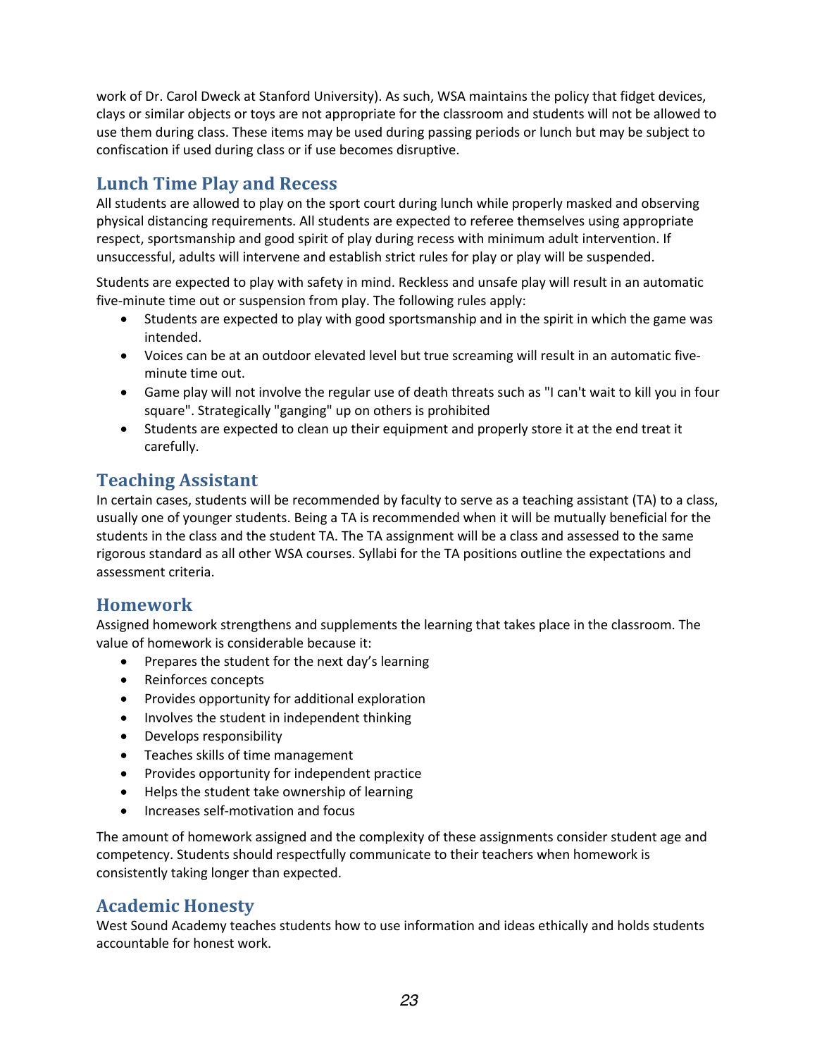work of Dr. Carol Dweck at Stanford University). As such, WSA maintains the policy that fidget devices, clays or similar objects or toys are not appropriate for the classroom and students will not be allowed to use them during class. These items may be used during passing periods or lunch but may be subject to confiscation if used during class or if use becomes disruptive.

## Lunch Time Play and Recess

All students are allowed to play on the sport court during lunch while properly masked and observing physical distancing requirements. All students are expected to referee themselves using appropriate respect, sportsmanship and good spirit of play during recess with minimum adult intervention. If unsuccessful, adults will intervene and establish strict rules for play or play will be suspended.

Students are expected to play with safety in mind. Reckless and unsafe play will result in an automatic five-minute time out or suspension from play. The following rules apply:

- Students are expected to play with good sportsmanship and in the spirit in which the game was intended.
- Voices can be at an outdoor elevated level but true screaming will result in an automatic five-minute time out.
- Game play will not involve the regular use of death threats such as "I can't wait to kill you in four square". Strategically "ganging" up on others is prohibited
- Students are expected to clean up their equipment and properly store it at the end treat it carefully.

## Teaching Assistant

In certain cases, students will be recommended by faculty to serve as a teaching assistant (TA) to a class, usually one of younger students. Being a TA is recommended when it will be mutually beneficial for the students in the class and the student TA. The TA assignment will be a class and assessed to the same rigorous standard as all other WSA courses. Syllabi for the TA positions outline the expectations and assessment criteria.

## Homework

Assigned homework strengthens and supplements the learning that takes place in the classroom. The value of homework is considerable because it:

- Prepares the student for the next day's learning
- Reinforces concepts
- Provides opportunity for additional exploration
- Involves the student in independent thinking
- Develops responsibility
- Teaches skills of time management
- Provides opportunity for independent practice
- Helps the student take ownership of learning
- Increases self-motivation and focus

The amount of homework assigned and the complexity of these assignments consider student age and competency. Students should respectfully communicate to their teachers when homework is consistently taking longer than expected.

## Academic Honesty

West Sound Academy teaches students how to use information and ideas ethically and holds students accountable for honest work.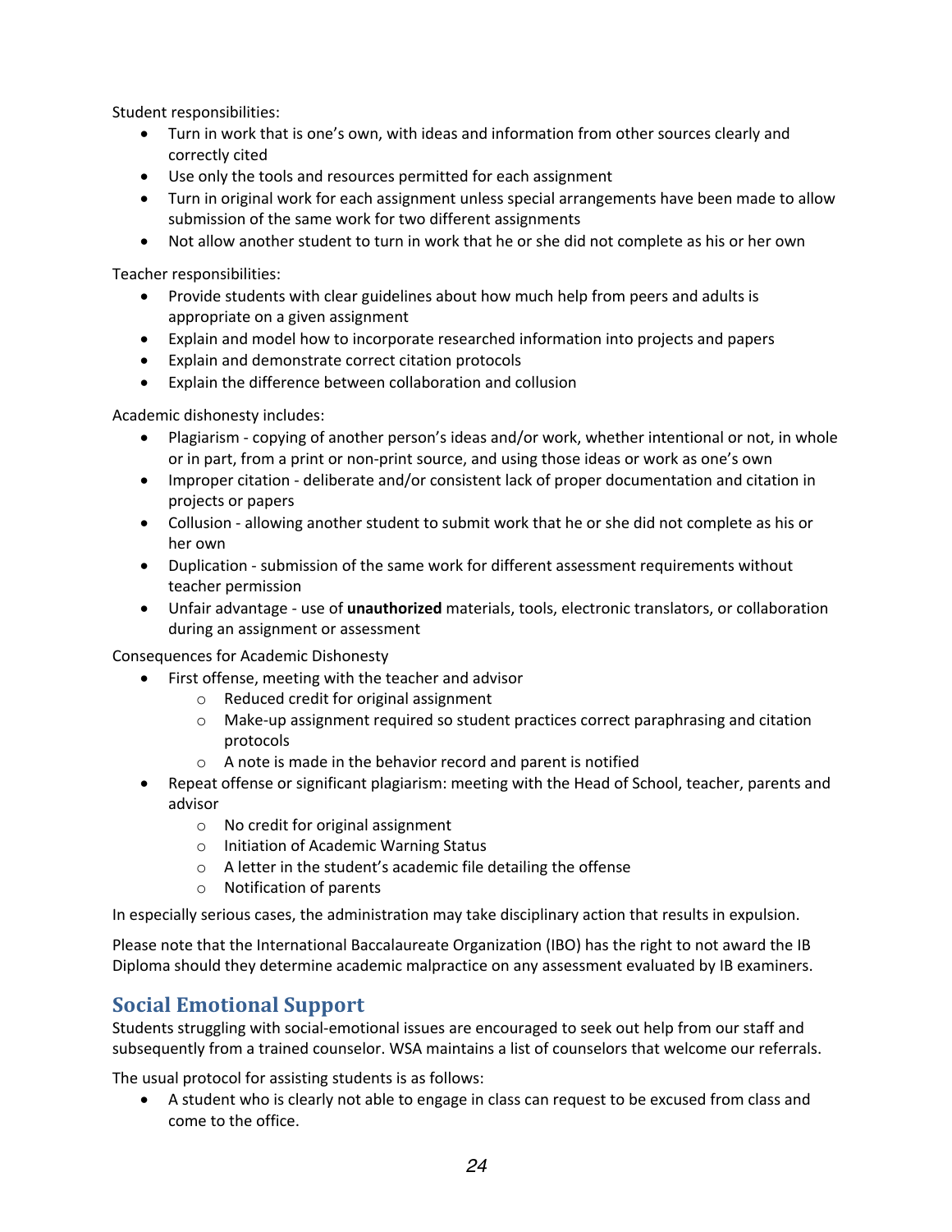Student responsibilities:

- Turn in work that is one's own, with ideas and information from other sources clearly and correctly cited
- Use only the tools and resources permitted for each assignment
- Turn in original work for each assignment unless special arrangements have been made to allow submission of the same work for two different assignments
- Not allow another student to turn in work that he or she did not complete as his or her own

Teacher responsibilities:

- Provide students with clear guidelines about how much help from peers and adults is appropriate on a given assignment
- Explain and model how to incorporate researched information into projects and papers
- Explain and demonstrate correct citation protocols
- Explain the difference between collaboration and collusion

Academic dishonesty includes:

- Plagiarism - copying of another person's ideas and/or work, whether intentional or not, in whole or in part, from a print or non-print source, and using those ideas or work as one's own
- Improper citation - deliberate and/or consistent lack of proper documentation and citation in projects or papers
- Collusion - allowing another student to submit work that he or she did not complete as his or her own
- Duplication - submission of the same work for different assessment requirements without teacher permission
- Unfair advantage - use of **unauthorized** materials, tools, electronic translators, or collaboration during an assignment or assessment

Consequences for Academic Dishonesty

- First offense, meeting with the teacher and advisor
  - Reduced credit for original assignment
  - Make-up assignment required so student practices correct paraphrasing and citation protocols
  - A note is made in the behavior record and parent is notified
- Repeat offense or significant plagiarism: meeting with the Head of School, teacher, parents and advisor
  - No credit for original assignment
  - Initiation of Academic Warning Status
  - A letter in the student's academic file detailing the offense
  - Notification of parents

In especially serious cases, the administration may take disciplinary action that results in expulsion.

Please note that the International Baccalaureate Organization (IBO) has the right to not award the IB Diploma should they determine academic malpractice on any assessment evaluated by IB examiners.

## Social Emotional Support

Students struggling with social-emotional issues are encouraged to seek out help from our staff and subsequently from a trained counselor. WSA maintains a list of counselors that welcome our referrals.

The usual protocol for assisting students is as follows:

- A student who is clearly not able to engage in class can request to be excused from class and come to the office.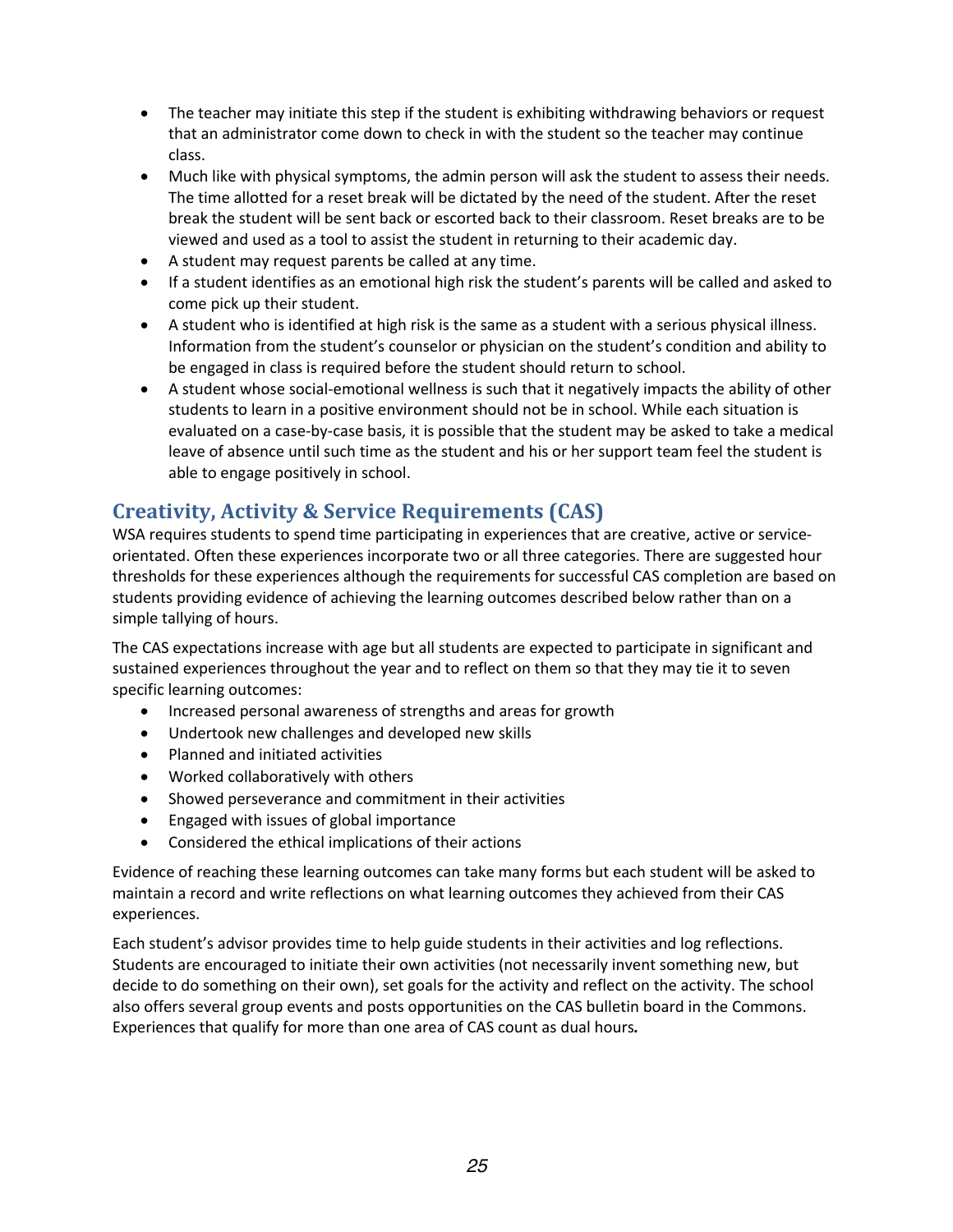- The teacher may initiate this step if the student is exhibiting withdrawing behaviors or request that an administrator come down to check in with the student so the teacher may continue class.
- Much like with physical symptoms, the admin person will ask the student to assess their needs. The time allotted for a reset break will be dictated by the need of the student. After the reset break the student will be sent back or escorted back to their classroom. Reset breaks are to be viewed and used as a tool to assist the student in returning to their academic day.
- A student may request parents be called at any time.
- If a student identifies as an emotional high risk the student's parents will be called and asked to come pick up their student.
- A student who is identified at high risk is the same as a student with a serious physical illness. Information from the student's counselor or physician on the student's condition and ability to be engaged in class is required before the student should return to school.
- A student whose social-emotional wellness is such that it negatively impacts the ability of other students to learn in a positive environment should not be in school. While each situation is evaluated on a case-by-case basis, it is possible that the student may be asked to take a medical leave of absence until such time as the student and his or her support team feel the student is able to engage positively in school.

## Creativity, Activity & Service Requirements (CAS)

WSA requires students to spend time participating in experiences that are creative, active or service-orientated. Often these experiences incorporate two or all three categories. There are suggested hour thresholds for these experiences although the requirements for successful CAS completion are based on students providing evidence of achieving the learning outcomes described below rather than on a simple tallying of hours.

The CAS expectations increase with age but all students are expected to participate in significant and sustained experiences throughout the year and to reflect on them so that they may tie it to seven specific learning outcomes:

- Increased personal awareness of strengths and areas for growth
- Undertook new challenges and developed new skills
- Planned and initiated activities
- Worked collaboratively with others
- Showed perseverance and commitment in their activities
- Engaged with issues of global importance
- Considered the ethical implications of their actions

Evidence of reaching these learning outcomes can take many forms but each student will be asked to maintain a record and write reflections on what learning outcomes they achieved from their CAS experiences.

Each student's advisor provides time to help guide students in their activities and log reflections. Students are encouraged to initiate their own activities (not necessarily invent something new, but decide to do something on their own), set goals for the activity and reflect on the activity. The school also offers several group events and posts opportunities on the CAS bulletin board in the Commons. Experiences that qualify for more than one area of CAS count as dual hours*.*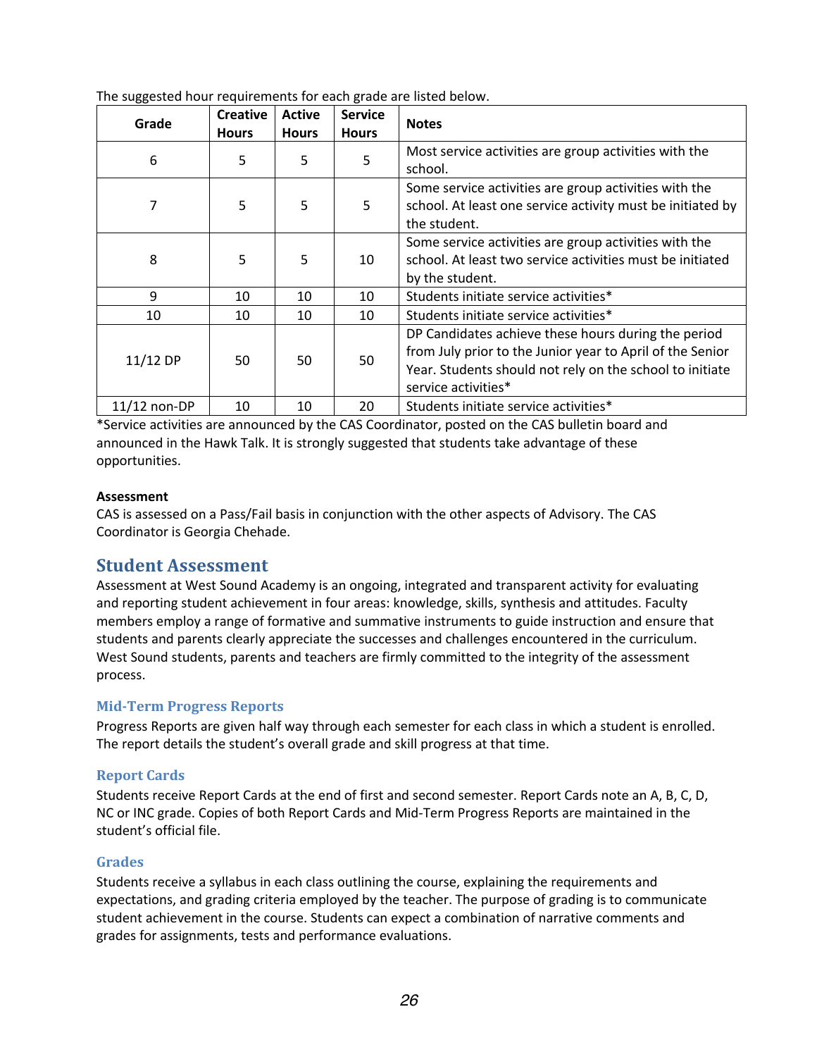The suggested hour requirements for each grade are listed below.

| Grade | Creative Hours | Active Hours | Service Hours | Notes |
|---|---|---|---|---|
| 6 | 5 | 5 | 5 | Most service activities are group activities with the school. |
| 7 | 5 | 5 | 5 | Some service activities are group activities with the school. At least one service activity must be initiated by the student. |
| 8 | 5 | 5 | 10 | Some service activities are group activities with the school. At least two service activities must be initiated by the student. |
| 9 | 10 | 10 | 10 | Students initiate service activities* |
| 10 | 10 | 10 | 10 | Students initiate service activities* |
| 11/12 DP | 50 | 50 | 50 | DP Candidates achieve these hours during the period from July prior to the Junior year to April of the Senior Year. Students should not rely on the school to initiate service activities* |
| 11/12 non-DP | 10 | 10 | 20 | Students initiate service activities* |

*Service activities are announced by the CAS Coordinator, posted on the CAS bulletin board and announced in the Hawk Talk. It is strongly suggested that students take advantage of these opportunities.

**Assessment**

CAS is assessed on a Pass/Fail basis in conjunction with the other aspects of Advisory. The CAS Coordinator is Georgia Chehade.

## Student Assessment

Assessment at West Sound Academy is an ongoing, integrated and transparent activity for evaluating and reporting student achievement in four areas: knowledge, skills, synthesis and attitudes. Faculty members employ a range of formative and summative instruments to guide instruction and ensure that students and parents clearly appreciate the successes and challenges encountered in the curriculum. West Sound students, parents and teachers are firmly committed to the integrity of the assessment process.

### Mid-Term Progress Reports

Progress Reports are given half way through each semester for each class in which a student is enrolled. The report details the student's overall grade and skill progress at that time.

### Report Cards

Students receive Report Cards at the end of first and second semester. Report Cards note an A, B, C, D, NC or INC grade. Copies of both Report Cards and Mid-Term Progress Reports are maintained in the student's official file.

### Grades

Students receive a syllabus in each class outlining the course, explaining the requirements and expectations, and grading criteria employed by the teacher. The purpose of grading is to communicate student achievement in the course. Students can expect a combination of narrative comments and grades for assignments, tests and performance evaluations.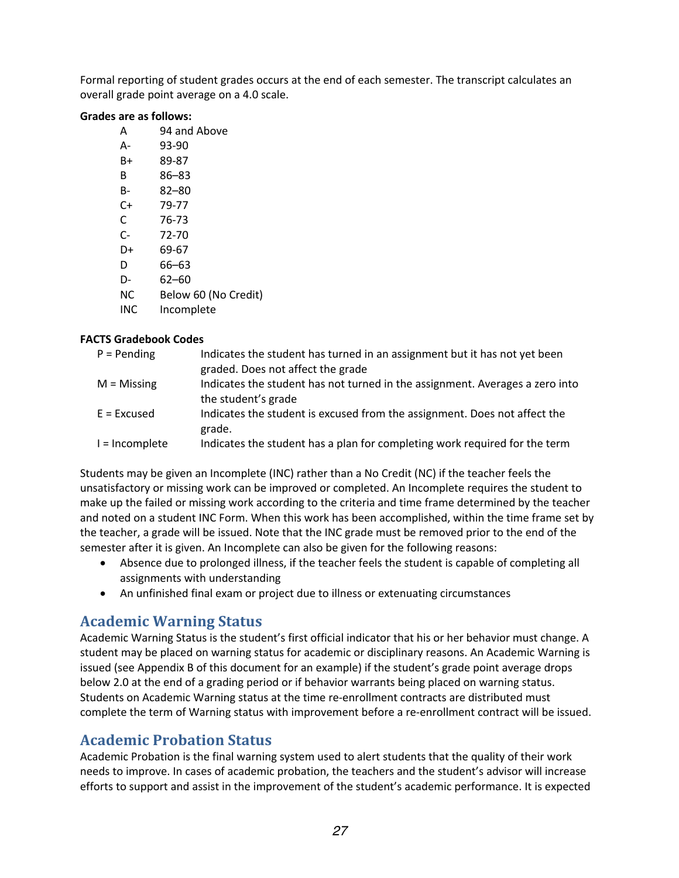Formal reporting of student grades occurs at the end of each semester. The transcript calculates an overall grade point average on a 4.0 scale.

**Grades are as follows:**

| Grade | Range |
|---|---|
| A | 94 and Above |
| A- | 93-90 |
| B+ | 89-87 |
| B | 86–83 |
| B- | 82–80 |
| C+ | 79-77 |
| C | 76-73 |
| C- | 72-70 |
| D+ | 69-67 |
| D | 66–63 |
| D- | 62–60 |
| NC | Below 60 (No Credit) |
| INC | Incomplete |

**FACTS Gradebook Codes**

| Code | Description |
|---|---|
| P = Pending | Indicates the student has turned in an assignment but it has not yet been graded. Does not affect the grade |
| M = Missing | Indicates the student has not turned in the assignment. Averages a zero into the student's grade |
| E = Excused | Indicates the student is excused from the assignment. Does not affect the grade. |
| I = Incomplete | Indicates the student has a plan for completing work required for the term |

Students may be given an Incomplete (INC) rather than a No Credit (NC) if the teacher feels the unsatisfactory or missing work can be improved or completed. An Incomplete requires the student to make up the failed or missing work according to the criteria and time frame determined by the teacher and noted on a student INC Form. When this work has been accomplished, within the time frame set by the teacher, a grade will be issued. Note that the INC grade must be removed prior to the end of the semester after it is given. An Incomplete can also be given for the following reasons:

- Absence due to prolonged illness, if the teacher feels the student is capable of completing all assignments with understanding
- An unfinished final exam or project due to illness or extenuating circumstances

## Academic Warning Status

Academic Warning Status is the student's first official indicator that his or her behavior must change. A student may be placed on warning status for academic or disciplinary reasons. An Academic Warning is issued (see Appendix B of this document for an example) if the student's grade point average drops below 2.0 at the end of a grading period or if behavior warrants being placed on warning status. Students on Academic Warning status at the time re-enrollment contracts are distributed must complete the term of Warning status with improvement before a re-enrollment contract will be issued.

## Academic Probation Status

Academic Probation is the final warning system used to alert students that the quality of their work needs to improve. In cases of academic probation, the teachers and the student's advisor will increase efforts to support and assist in the improvement of the student's academic performance. It is expected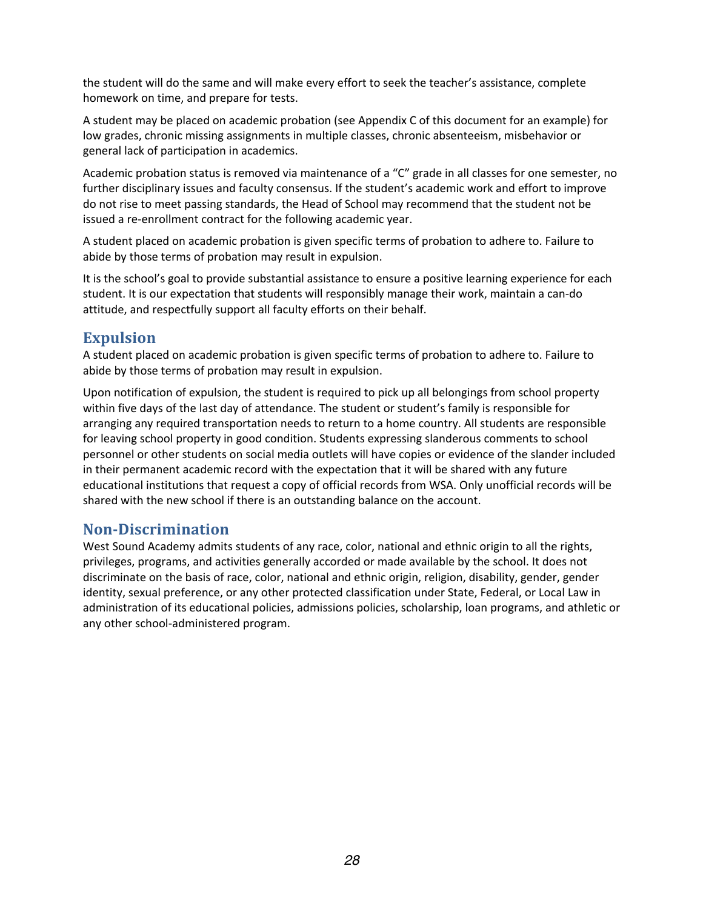the student will do the same and will make every effort to seek the teacher's assistance, complete homework on time, and prepare for tests.

A student may be placed on academic probation (see Appendix C of this document for an example) for low grades, chronic missing assignments in multiple classes, chronic absenteeism, misbehavior or general lack of participation in academics.

Academic probation status is removed via maintenance of a "C" grade in all classes for one semester, no further disciplinary issues and faculty consensus. If the student's academic work and effort to improve do not rise to meet passing standards, the Head of School may recommend that the student not be issued a re-enrollment contract for the following academic year.

A student placed on academic probation is given specific terms of probation to adhere to. Failure to abide by those terms of probation may result in expulsion.

It is the school's goal to provide substantial assistance to ensure a positive learning experience for each student. It is our expectation that students will responsibly manage their work, maintain a can-do attitude, and respectfully support all faculty efforts on their behalf.

## Expulsion

A student placed on academic probation is given specific terms of probation to adhere to. Failure to abide by those terms of probation may result in expulsion.

Upon notification of expulsion, the student is required to pick up all belongings from school property within five days of the last day of attendance. The student or student's family is responsible for arranging any required transportation needs to return to a home country. All students are responsible for leaving school property in good condition. Students expressing slanderous comments to school personnel or other students on social media outlets will have copies or evidence of the slander included in their permanent academic record with the expectation that it will be shared with any future educational institutions that request a copy of official records from WSA. Only unofficial records will be shared with the new school if there is an outstanding balance on the account.

## Non-Discrimination

West Sound Academy admits students of any race, color, national and ethnic origin to all the rights, privileges, programs, and activities generally accorded or made available by the school. It does not discriminate on the basis of race, color, national and ethnic origin, religion, disability, gender, gender identity, sexual preference, or any other protected classification under State, Federal, or Local Law in administration of its educational policies, admissions policies, scholarship, loan programs, and athletic or any other school-administered program.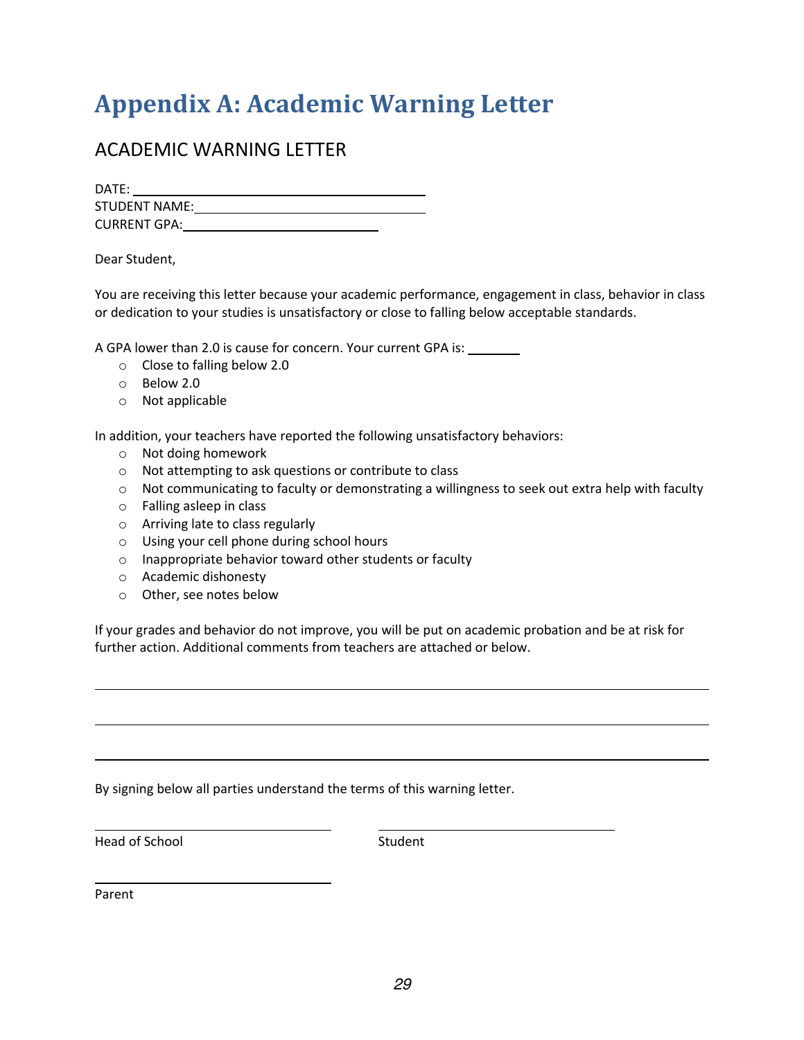# Appendix A: Academic Warning Letter

## ACADEMIC WARNING LETTER

DATE: ________________________________________
STUDENT NAME: ________________________________
CURRENT GPA: ___________________________

Dear Student,

You are receiving this letter because your academic performance, engagement in class, behavior in class or dedication to your studies is unsatisfactory or close to falling below acceptable standards.

A GPA lower than 2.0 is cause for concern. Your current GPA is: _______

- Close to falling below 2.0
- Below 2.0
- Not applicable

In addition, your teachers have reported the following unsatisfactory behaviors:

- Not doing homework
- Not attempting to ask questions or contribute to class
- Not communicating to faculty or demonstrating a willingness to seek out extra help with faculty
- Falling asleep in class
- Arriving late to class regularly
- Using your cell phone during school hours
- Inappropriate behavior toward other students or faculty
- Academic dishonesty
- Other, see notes below

If your grades and behavior do not improve, you will be put on academic probation and be at risk for further action. Additional comments from teachers are attached or below.

________________________________________________________________________________

________________________________________________________________________________

________________________________________________________________________________

By signing below all parties understand the terms of this warning letter.

______________________________ ______________________________
Head of School Student

______________________________
Parent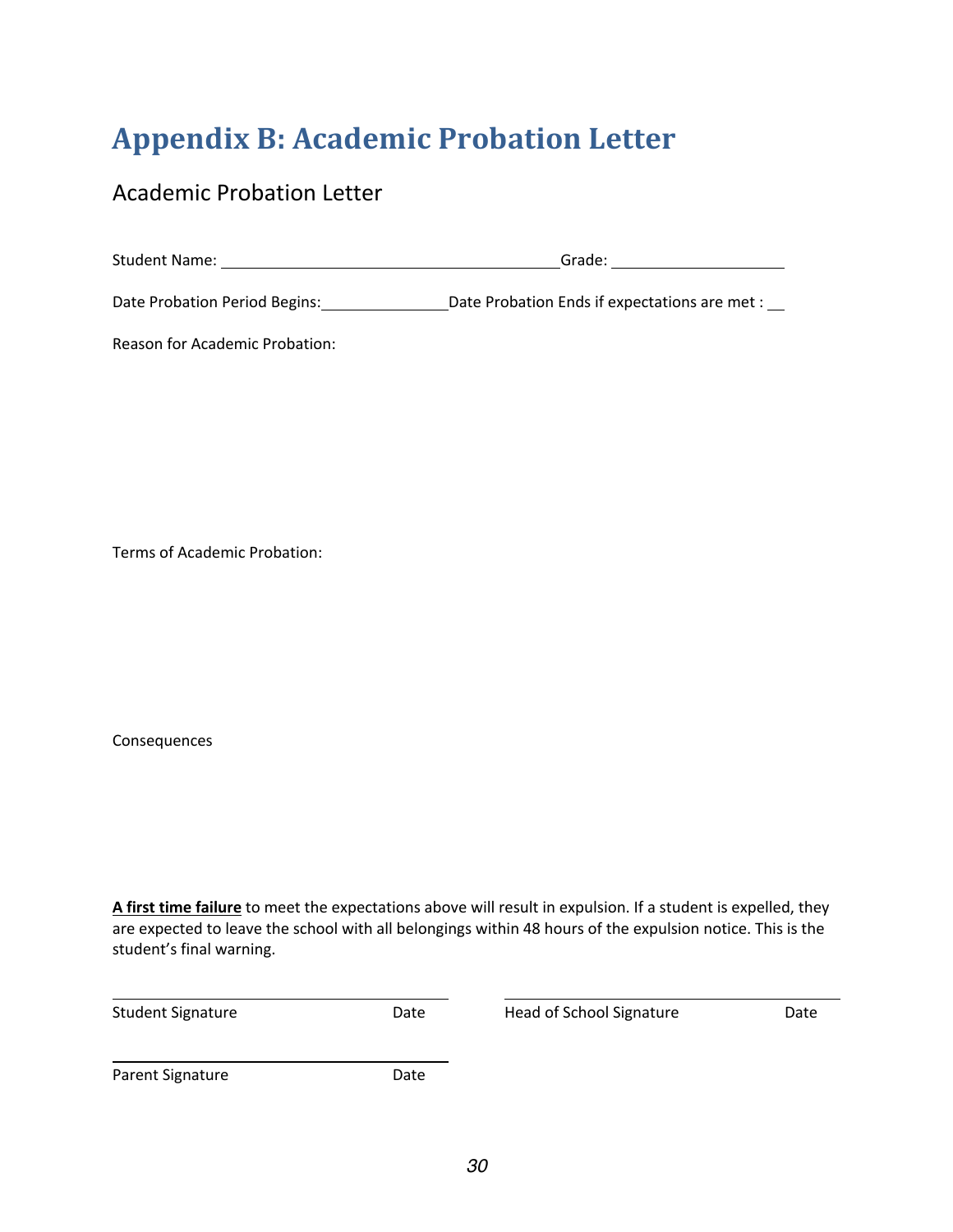# Appendix B: Academic Probation Letter

## Academic Probation Letter

Student Name: ______________________________ Grade: ________________

Date Probation Period Begins: ____________ Date Probation Ends if expectations are met : __

Reason for Academic Probation:

Terms of Academic Probation:

Consequences

**<u>A first time failure</u>** to meet the expectations above will result in expulsion. If a student is expelled, they are expected to leave the school with all belongings within 48 hours of the expulsion notice. This is the student's final warning.

______________________________
Student Signature Date

______________________________
Head of School Signature Date

______________________________
Parent Signature Date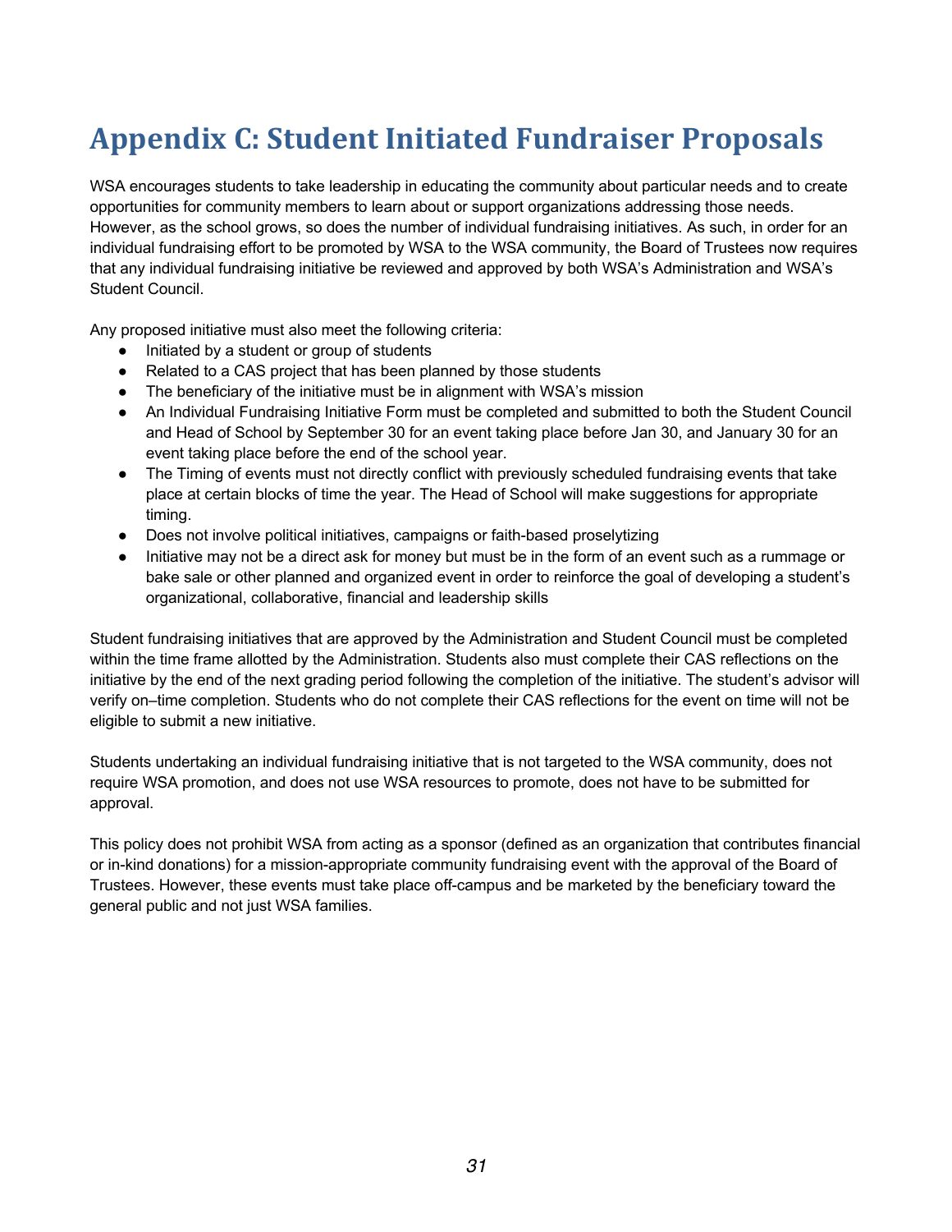# Appendix C: Student Initiated Fundraiser Proposals

WSA encourages students to take leadership in educating the community about particular needs and to create opportunities for community members to learn about or support organizations addressing those needs. However, as the school grows, so does the number of individual fundraising initiatives. As such, in order for an individual fundraising effort to be promoted by WSA to the WSA community, the Board of Trustees now requires that any individual fundraising initiative be reviewed and approved by both WSA's Administration and WSA's Student Council.

Any proposed initiative must also meet the following criteria:

- Initiated by a student or group of students
- Related to a CAS project that has been planned by those students
- The beneficiary of the initiative must be in alignment with WSA's mission
- An Individual Fundraising Initiative Form must be completed and submitted to both the Student Council and Head of School by September 30 for an event taking place before Jan 30, and January 30 for an event taking place before the end of the school year.
- The Timing of events must not directly conflict with previously scheduled fundraising events that take place at certain blocks of time the year. The Head of School will make suggestions for appropriate timing.
- Does not involve political initiatives, campaigns or faith-based proselytizing
- Initiative may not be a direct ask for money but must be in the form of an event such as a rummage or bake sale or other planned and organized event in order to reinforce the goal of developing a student's organizational, collaborative, financial and leadership skills

Student fundraising initiatives that are approved by the Administration and Student Council must be completed within the time frame allotted by the Administration. Students also must complete their CAS reflections on the initiative by the end of the next grading period following the completion of the initiative. The student's advisor will verify on–time completion. Students who do not complete their CAS reflections for the event on time will not be eligible to submit a new initiative.

Students undertaking an individual fundraising initiative that is not targeted to the WSA community, does not require WSA promotion, and does not use WSA resources to promote, does not have to be submitted for approval.

This policy does not prohibit WSA from acting as a sponsor (defined as an organization that contributes financial or in-kind donations) for a mission-appropriate community fundraising event with the approval of the Board of Trustees. However, these events must take place off-campus and be marketed by the beneficiary toward the general public and not just WSA families.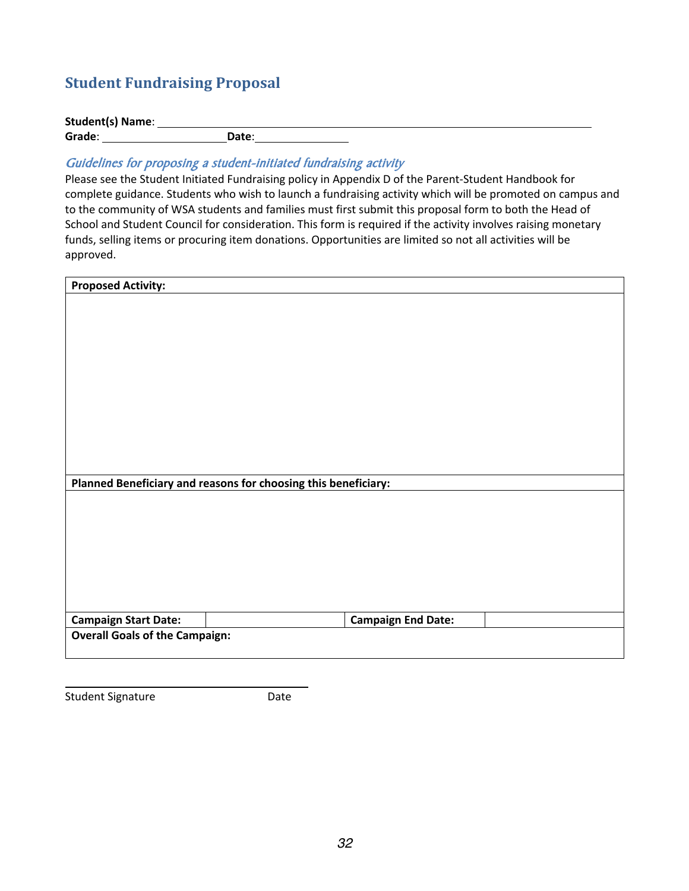## Student Fundraising Proposal

**Student(s) Name**: ______________________________________________

**Grade**: ____________________ **Date**:_______________

### *Guidelines for proposing a student-initiated fundraising activity*

Please see the Student Initiated Fundraising policy in Appendix D of the Parent-Student Handbook for complete guidance. Students who wish to launch a fundraising activity which will be promoted on campus and to the community of WSA students and families must first submit this proposal form to both the Head of School and Student Council for consideration. This form is required if the activity involves raising monetary funds, selling items or procuring item donations. Opportunities are limited so not all activities will be approved.

| **Proposed Activity:** | | | |
|---|---|---|---|
| | | | |
| **Planned Beneficiary and reasons for choosing this beneficiary:** | | | |
| | | | |
| **Campaign Start Date:** | | **Campaign End Date:** | |
| **Overall Goals of the Campaign:** | | | |

______________________________________

Student Signature Date